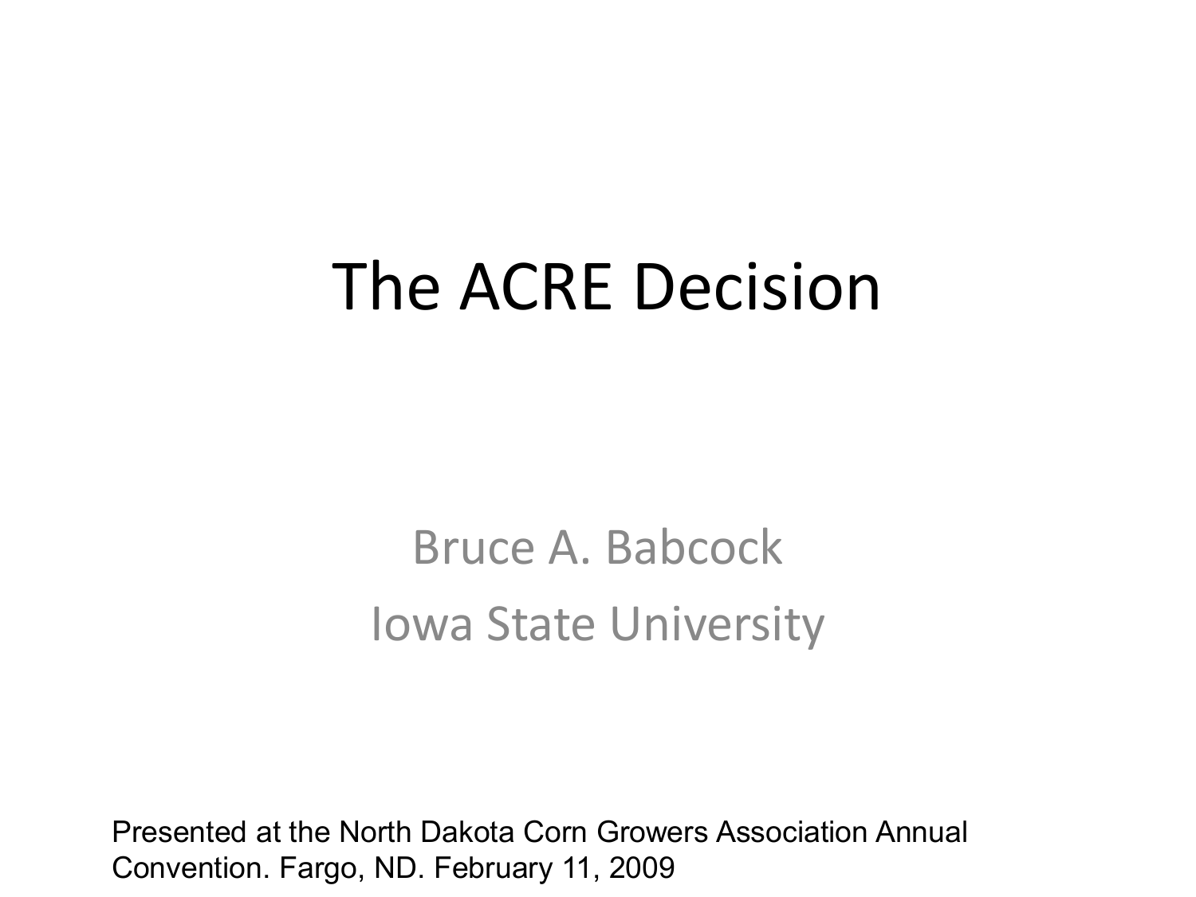# The ACRE Decision

Bruce A. Babcock

Iowa State University

Presented at the North Dakota Corn Growers Association Annual Convention. Fargo, ND. February 11, 2009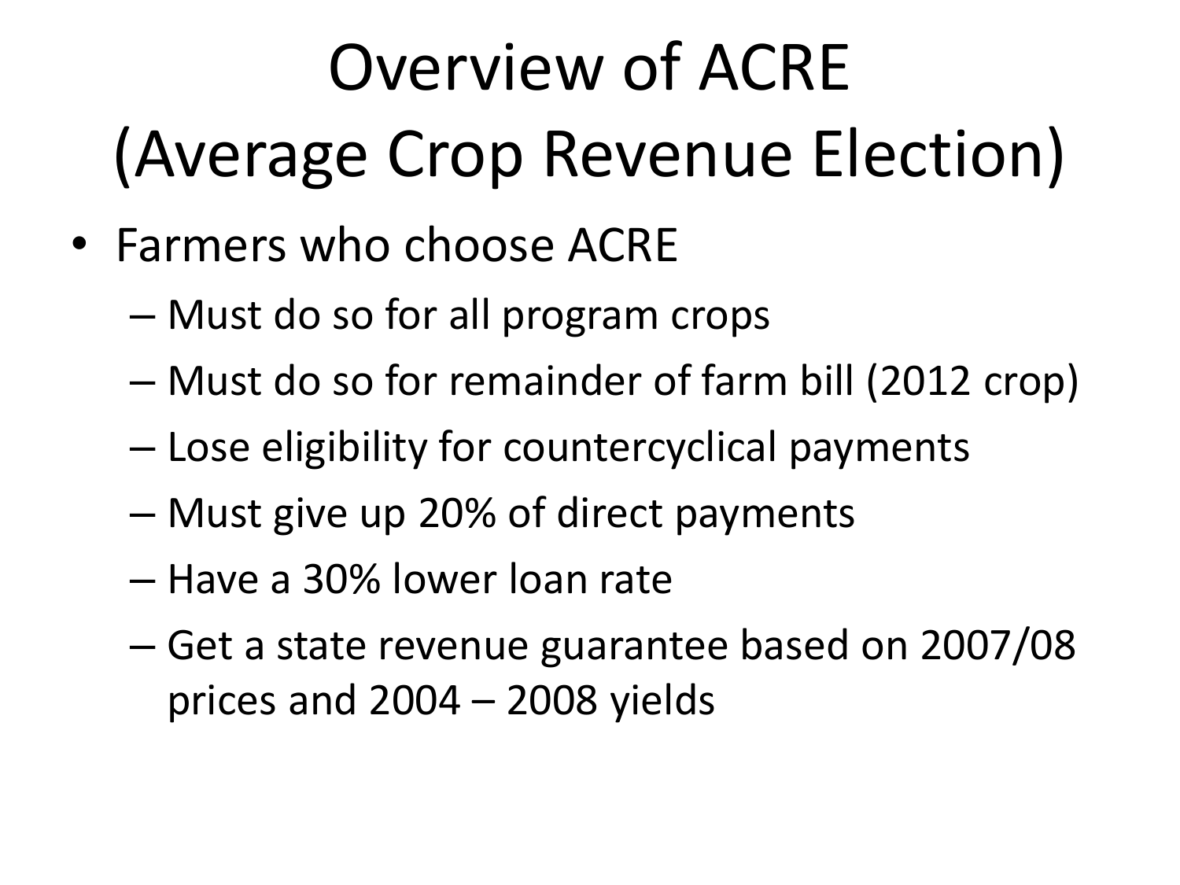# Overview of ACRE (Average Crop Revenue Election)

- Farmers who choose ACRE
  - Must do so for all program crops
  - Must do so for remainder of farm bill (2012 crop)
  - Lose eligibility for countercyclical payments
  - Must give up 20% of direct payments
  - Have a 30% lower loan rate
  - Get a state revenue guarantee based on 2007/08 prices and 2004 – 2008 yields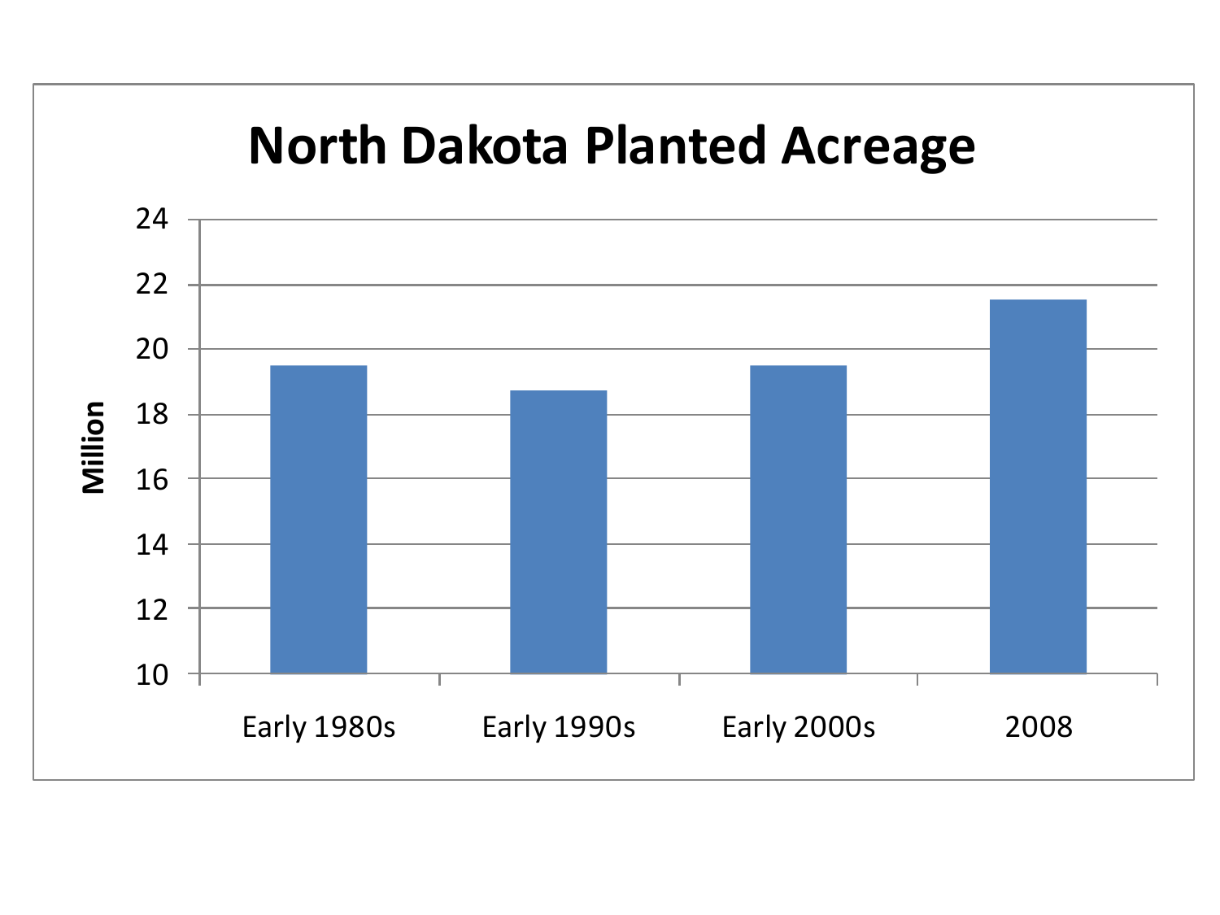# North Dakota Planted Acreage

| | Million |
|---|---|
| Early 1980s | 19.5 |
| Early 1990s | 18.7 |
| Early 2000s | 19.5 |
| 2008 | 21.5 |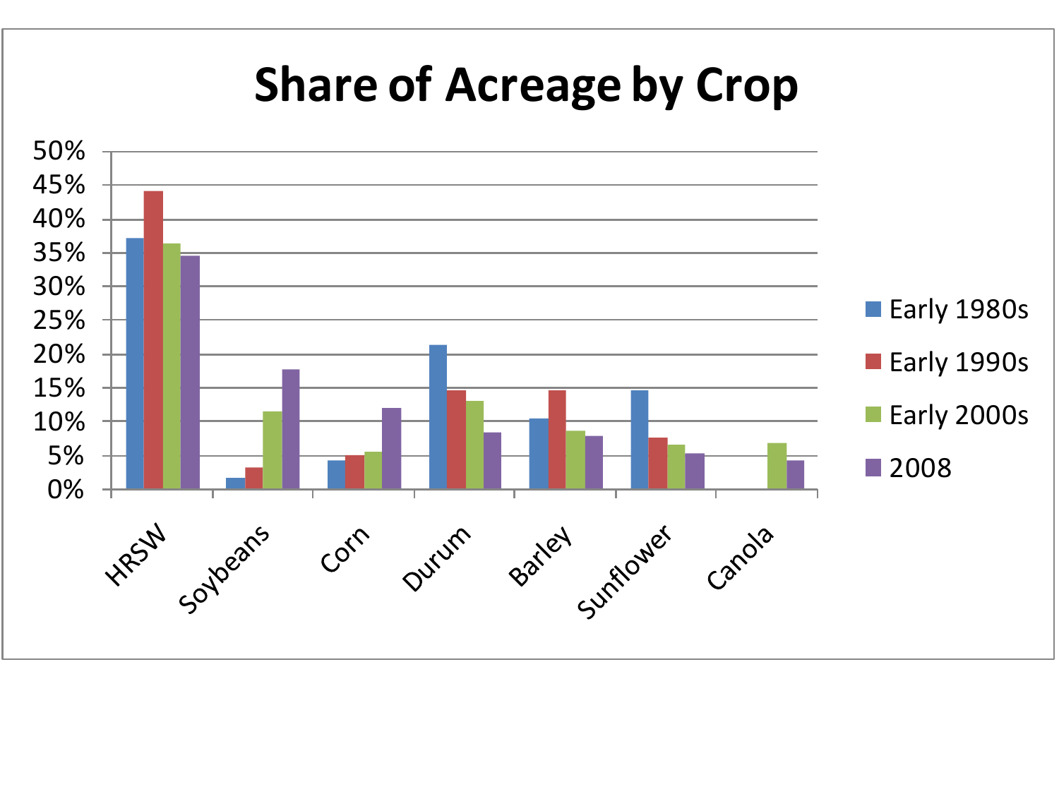# Share of Acreage by Crop

| Crop | Early 1980s | Early 1990s | Early 2000s | 2008 |
|---|---|---|---|---|
| HRSW | 37% | 44% | 36% | 35% |
| Soybeans | 2% | 3% | 11% | 18% |
| Corn | 4% | 5% | 6% | 12% |
| Durum | 21% | 15% | 13% | 8% |
| Barley | 10% | 15% | 9% | 8% |
| Sunflower | 15% | 8% | 7% | 5% |
| Canola | | | 7% | 4% |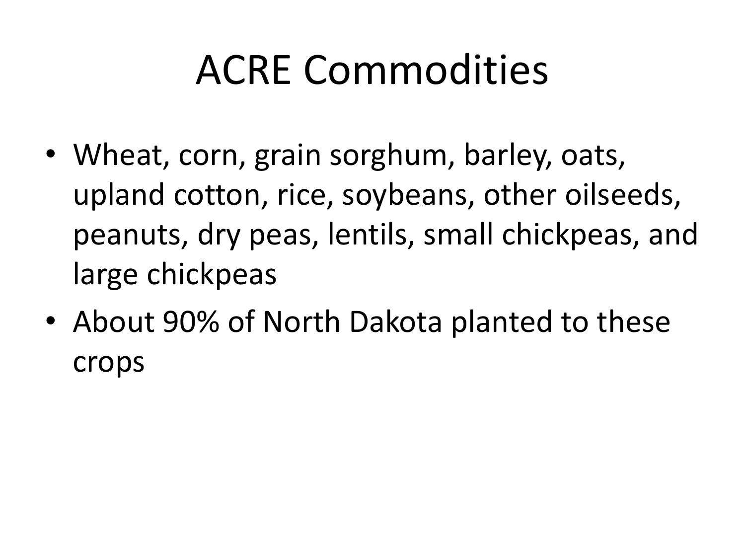# ACRE Commodities

- Wheat, corn, grain sorghum, barley, oats, upland cotton, rice, soybeans, other oilseeds, peanuts, dry peas, lentils, small chickpeas, and large chickpeas
- About 90% of North Dakota planted to these crops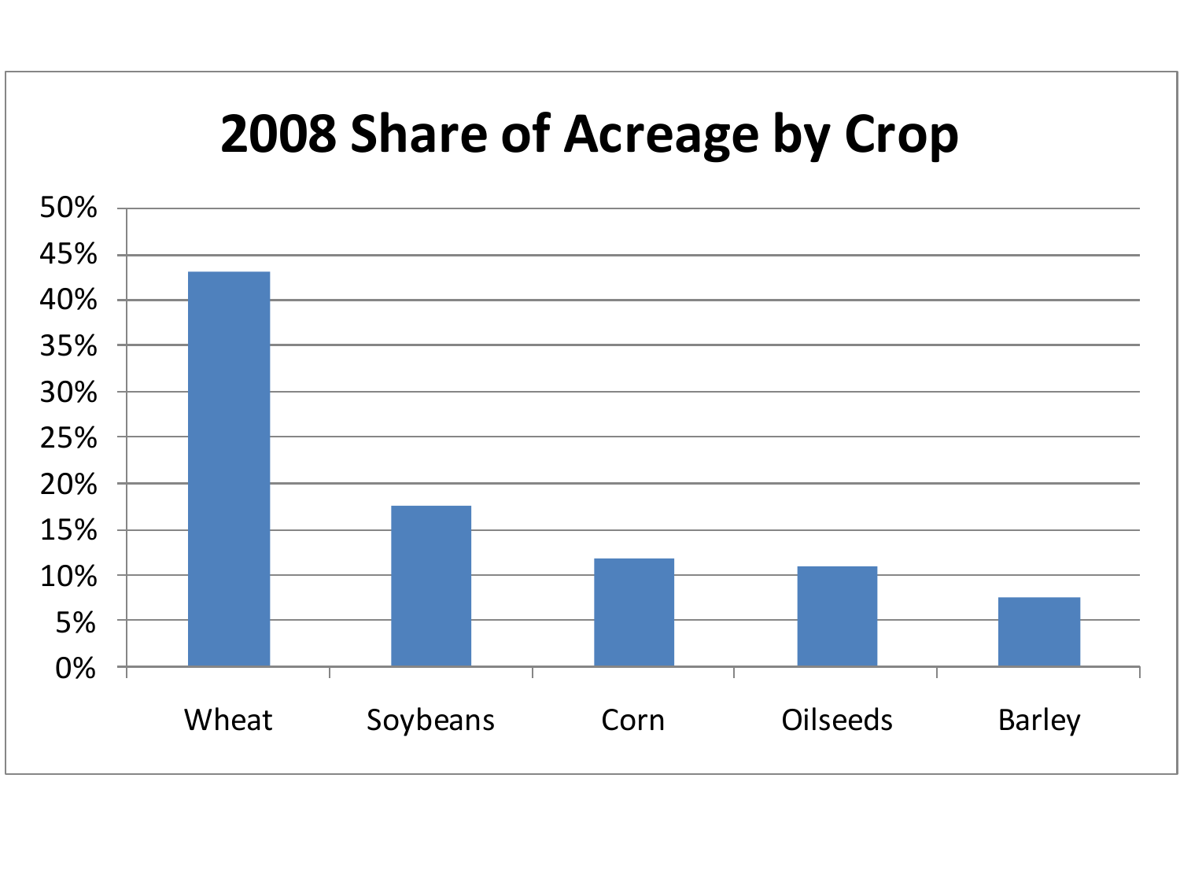# 2008 Share of Acreage by Crop

50%
45%
40%
35%
30%
25%
20%
15%
10%
5%
0%

Wheat Soybeans Corn Oilseeds Barley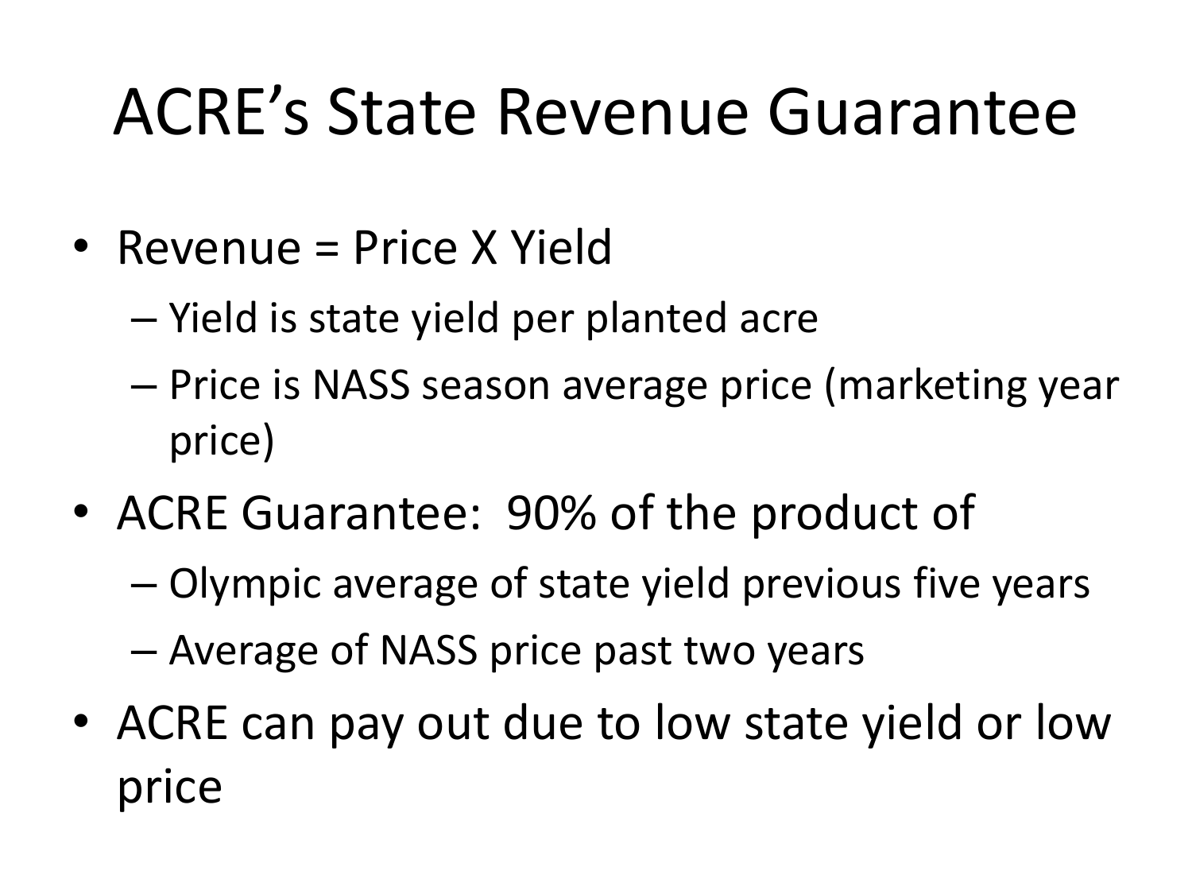# ACRE's State Revenue Guarantee

- Revenue = Price X Yield
  - Yield is state yield per planted acre
  - Price is NASS season average price (marketing year price)
- ACRE Guarantee: 90% of the product of
  - Olympic average of state yield previous five years
  - Average of NASS price past two years
- ACRE can pay out due to low state yield or low price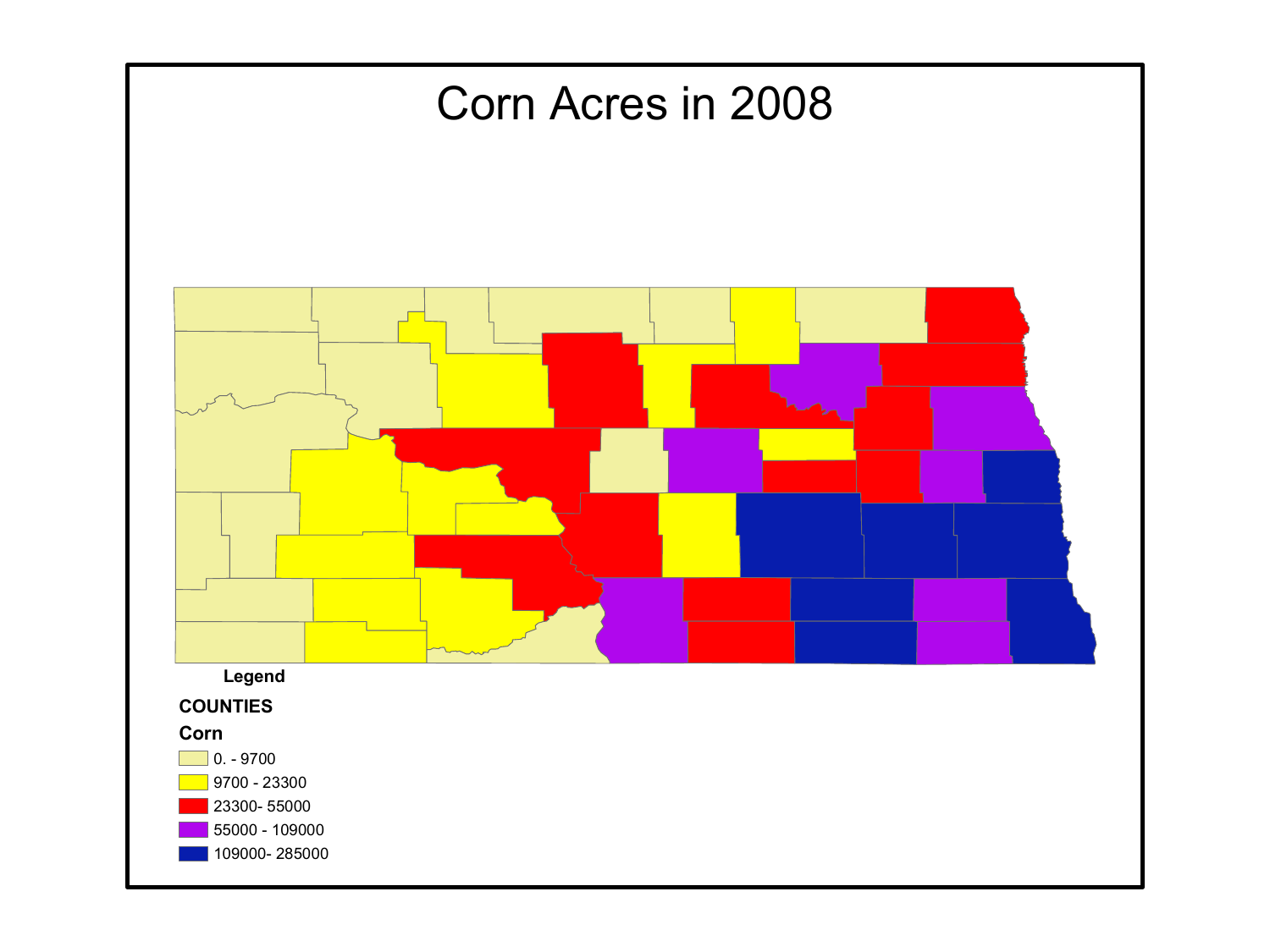# Corn Acres in 2008

**Legend**

**COUNTIES**

**Corn**

- 0. - 9700
- 9700 - 23300
- 23300- 55000
- 55000 - 109000
- 109000- 285000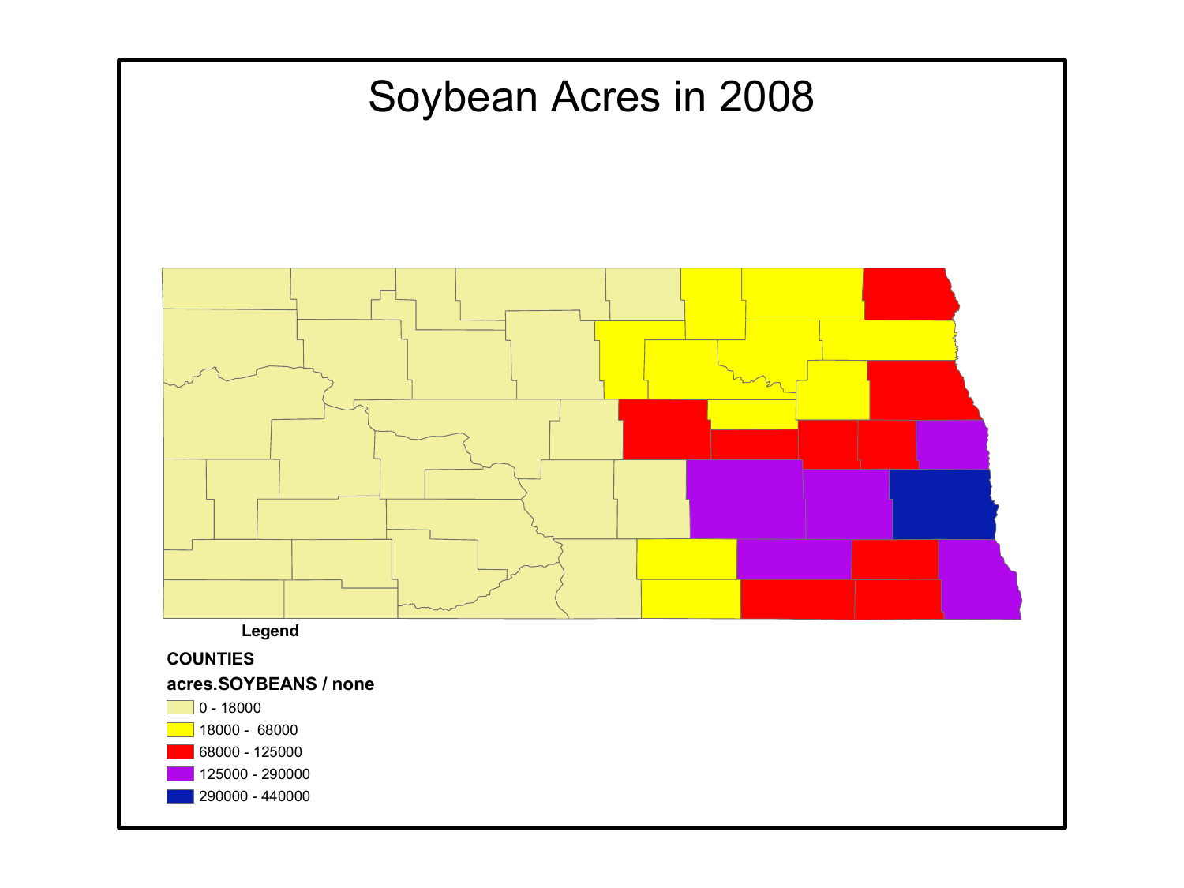# Soybean Acres in 2008

**Legend**

**COUNTIES**

**acres.SOYBEANS / none**

- 0 - 18000
- 18000 - 68000
- 68000 - 125000
- 125000 - 290000
- 290000 - 440000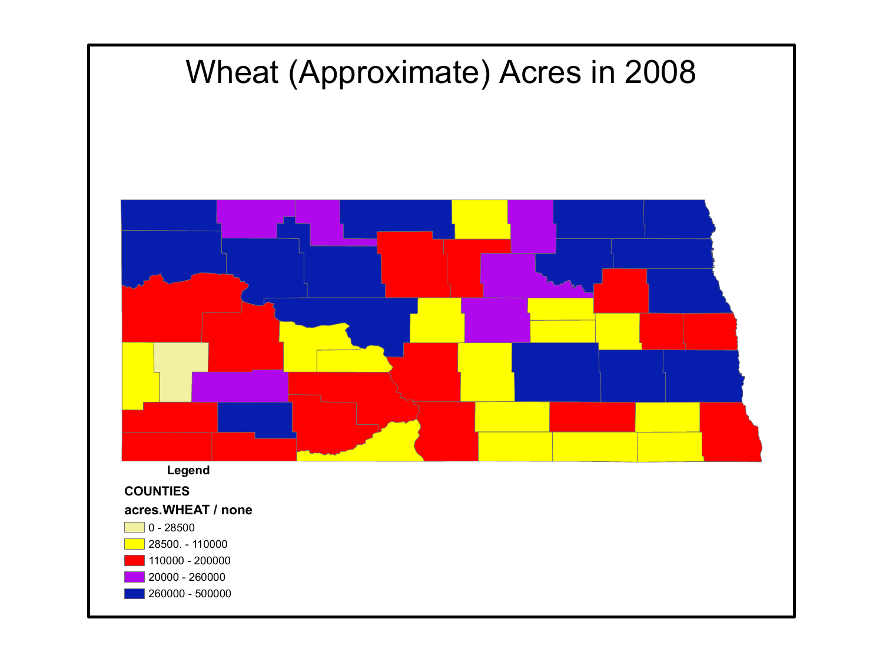# Wheat (Approximate) Acres in 2008

**Legend**

**COUNTIES**

**acres.WHEAT / none**

- 0 - 28500
- 28500. - 110000
- 110000 - 200000
- 20000 - 260000
- 260000 - 500000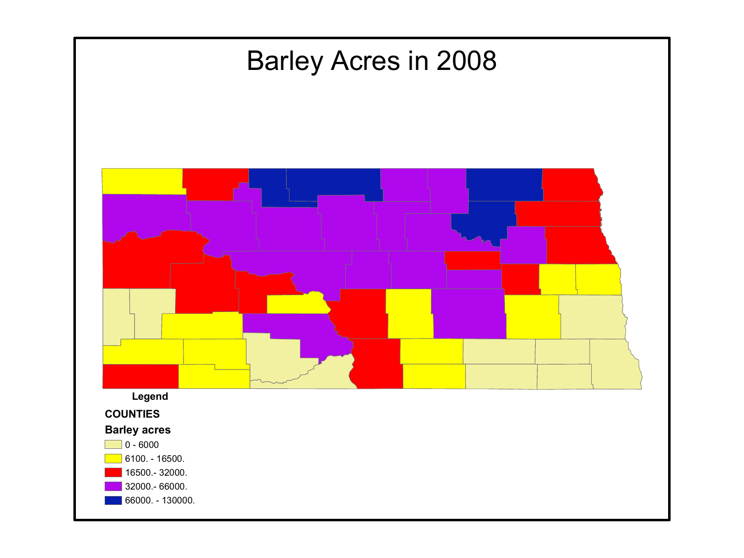# Barley Acres in 2008

**Legend**

**COUNTIES**

**Barley acres**

- 0 - 6000
- 6100. - 16500.
- 16500.- 32000.
- 32000.- 66000.
- 66000. - 130000.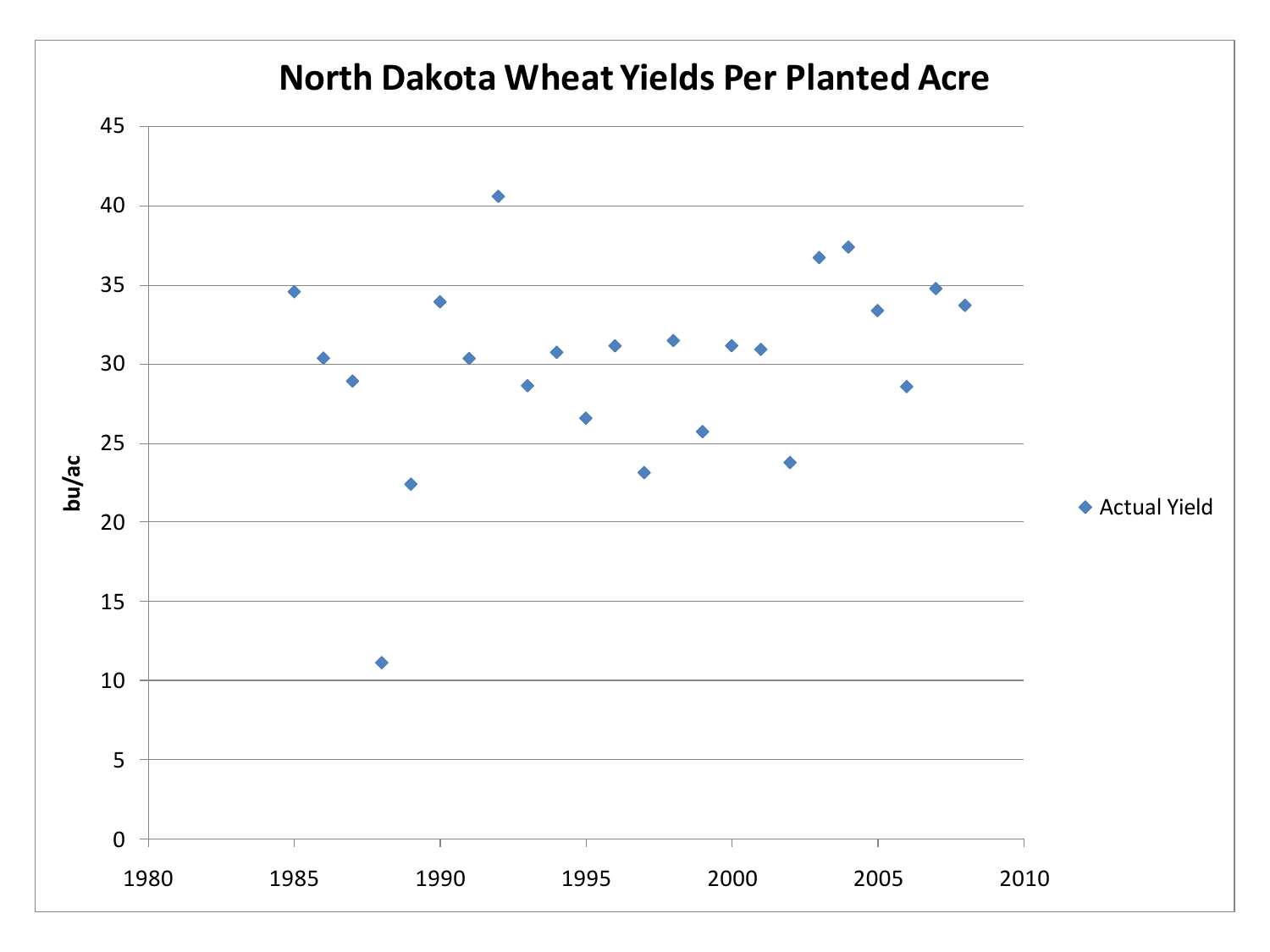# North Dakota Wheat Yields Per Planted Acre

bu/ac

Actual Yield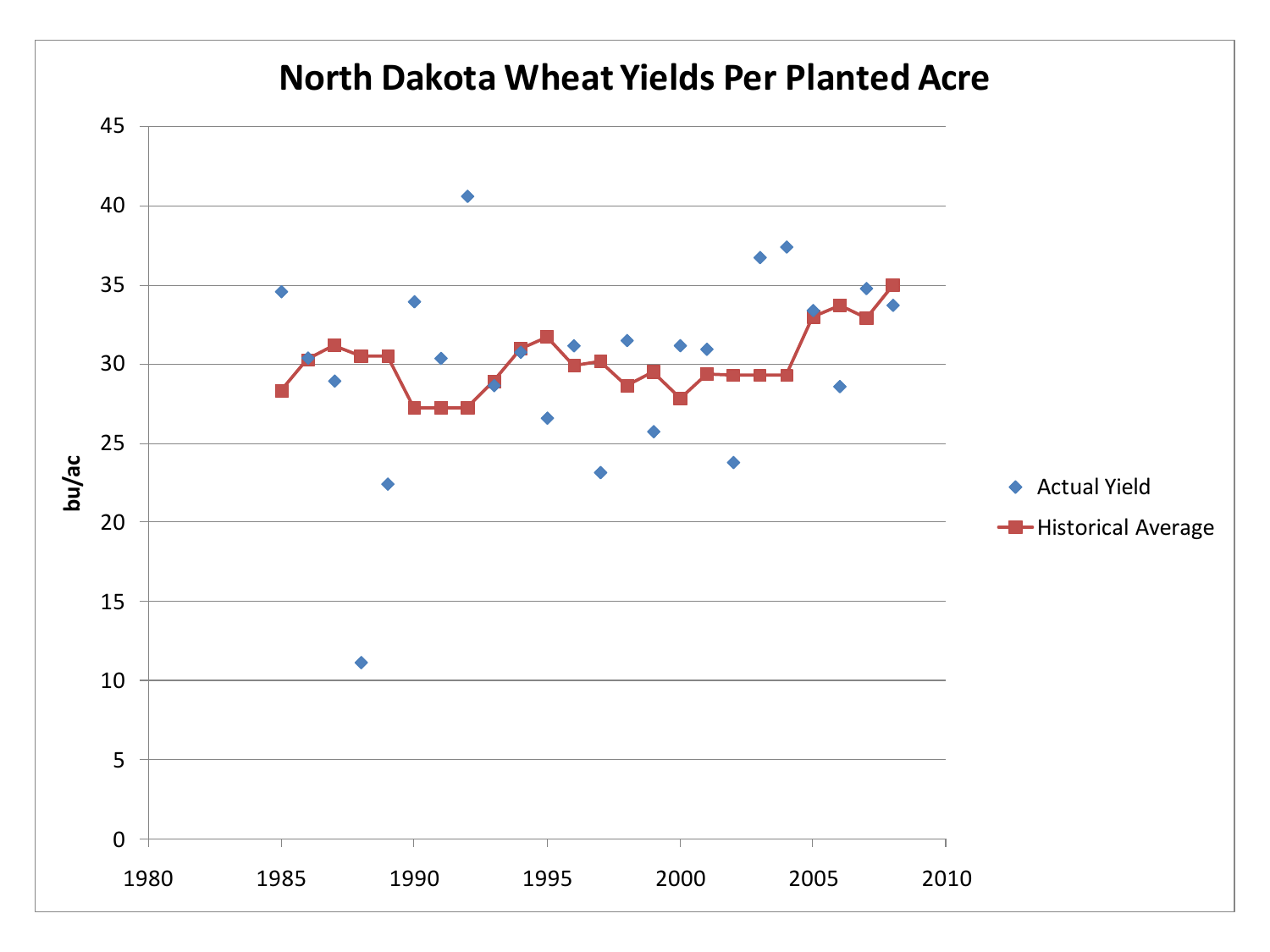# North Dakota Wheat Yields Per Planted Acre

bu/ac

- Actual Yield
- Historical Average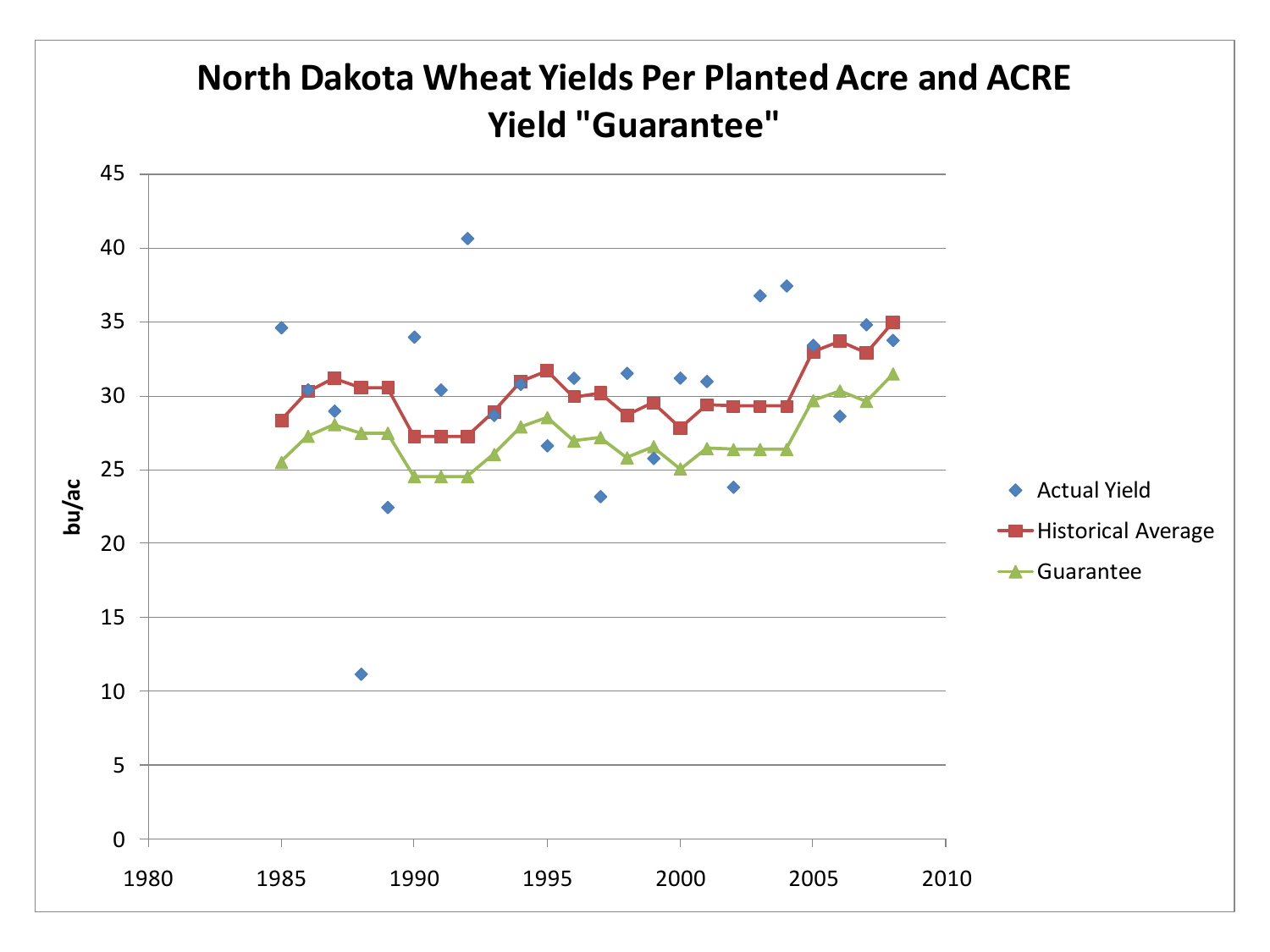# North Dakota Wheat Yields Per Planted Acre and ACRE Yield "Guarantee"

bu/ac

- Actual Yield
- Historical Average
- Guarantee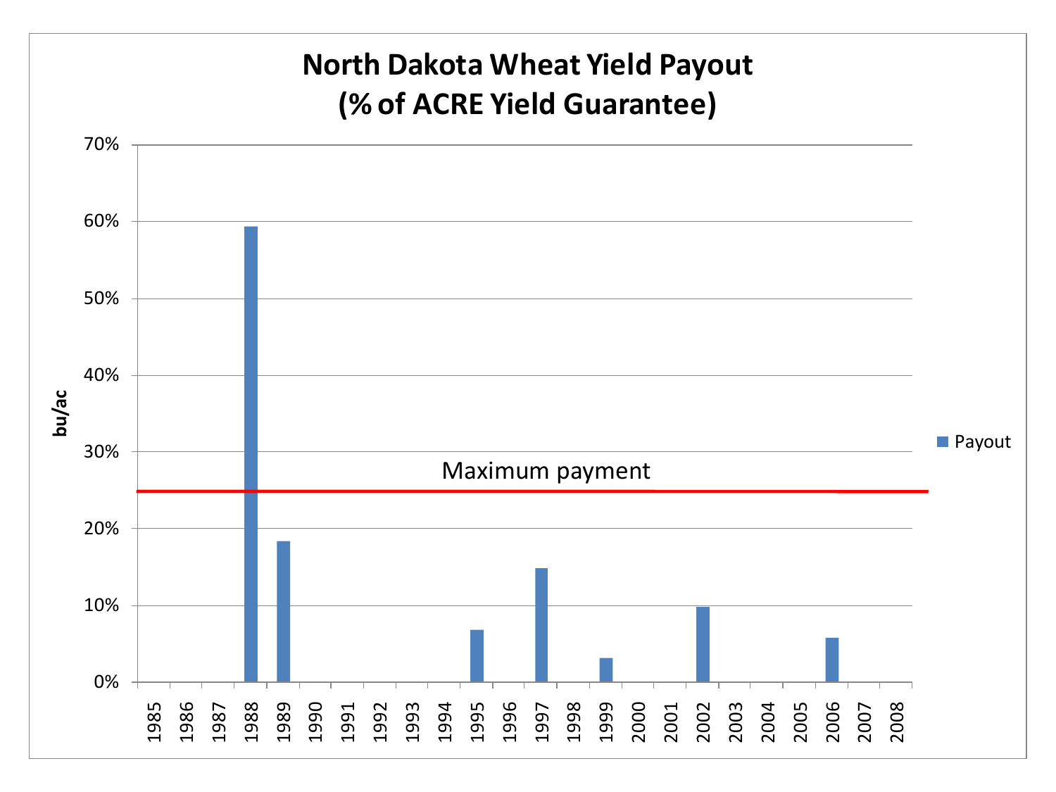# North Dakota Wheat Yield Payout (% of ACRE Yield Guarantee)

| Year | Payout |
|---|---|
| 1985 | 0% |
| 1986 | 0% |
| 1987 | 0% |
| 1988 | ~59% |
| 1989 | ~18% |
| 1990 | 0% |
| 1991 | 0% |
| 1992 | 0% |
| 1993 | 0% |
| 1994 | 0% |
| 1995 | ~7% |
| 1996 | 0% |
| 1997 | ~15% |
| 1998 | 0% |
| 1999 | ~3% |
| 2000 | 0% |
| 2001 | 0% |
| 2002 | ~10% |
| 2003 | 0% |
| 2004 | 0% |
| 2005 | 0% |
| 2006 | ~6% |
| 2007 | 0% |
| 2008 | 0% |

Y-axis: bu/ac (0%–70%)

Maximum payment: 25%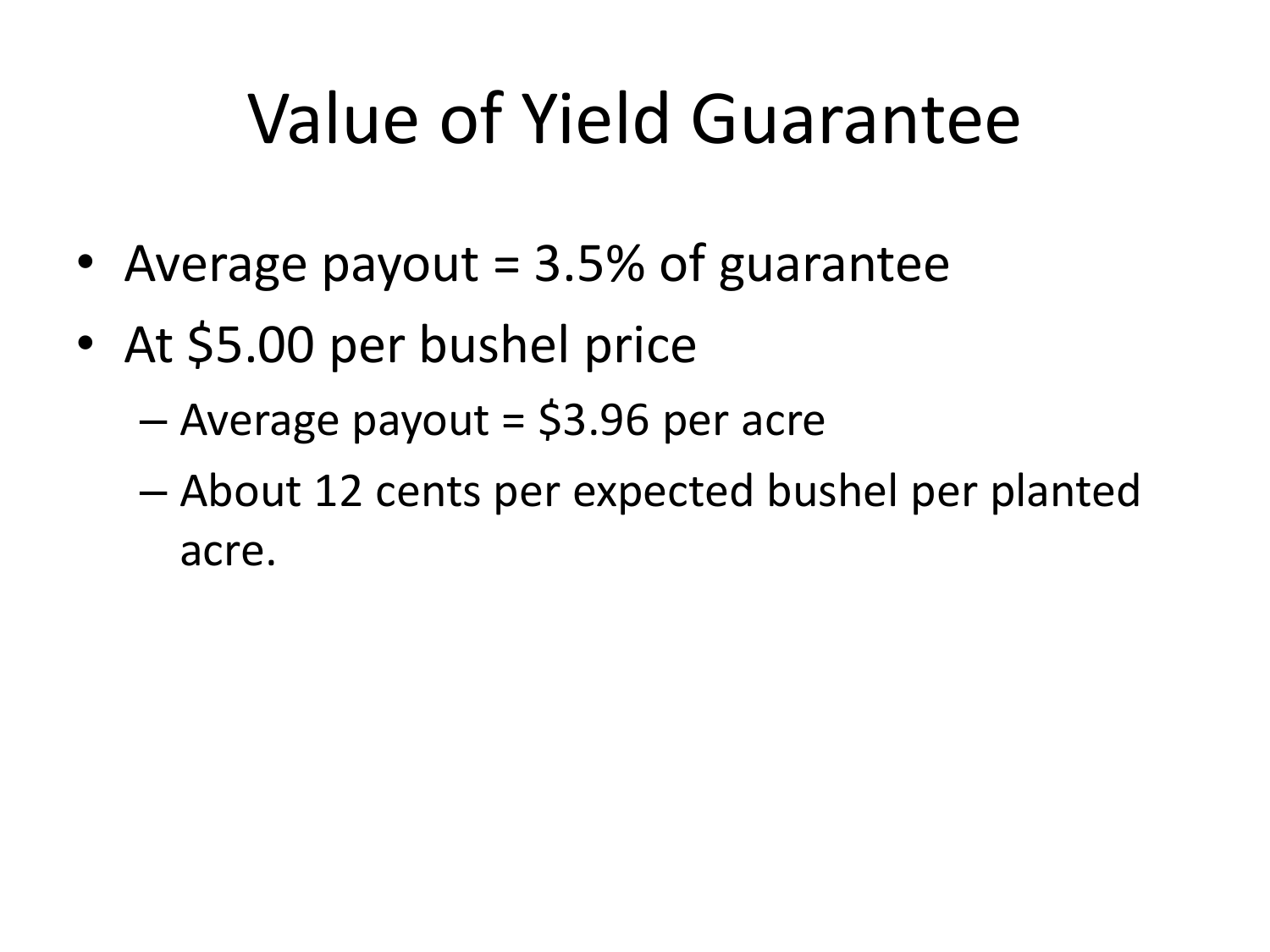# Value of Yield Guarantee

- Average payout = 3.5% of guarantee
- At $5.00 per bushel price
  - Average payout = $3.96 per acre
  - About 12 cents per expected bushel per planted acre.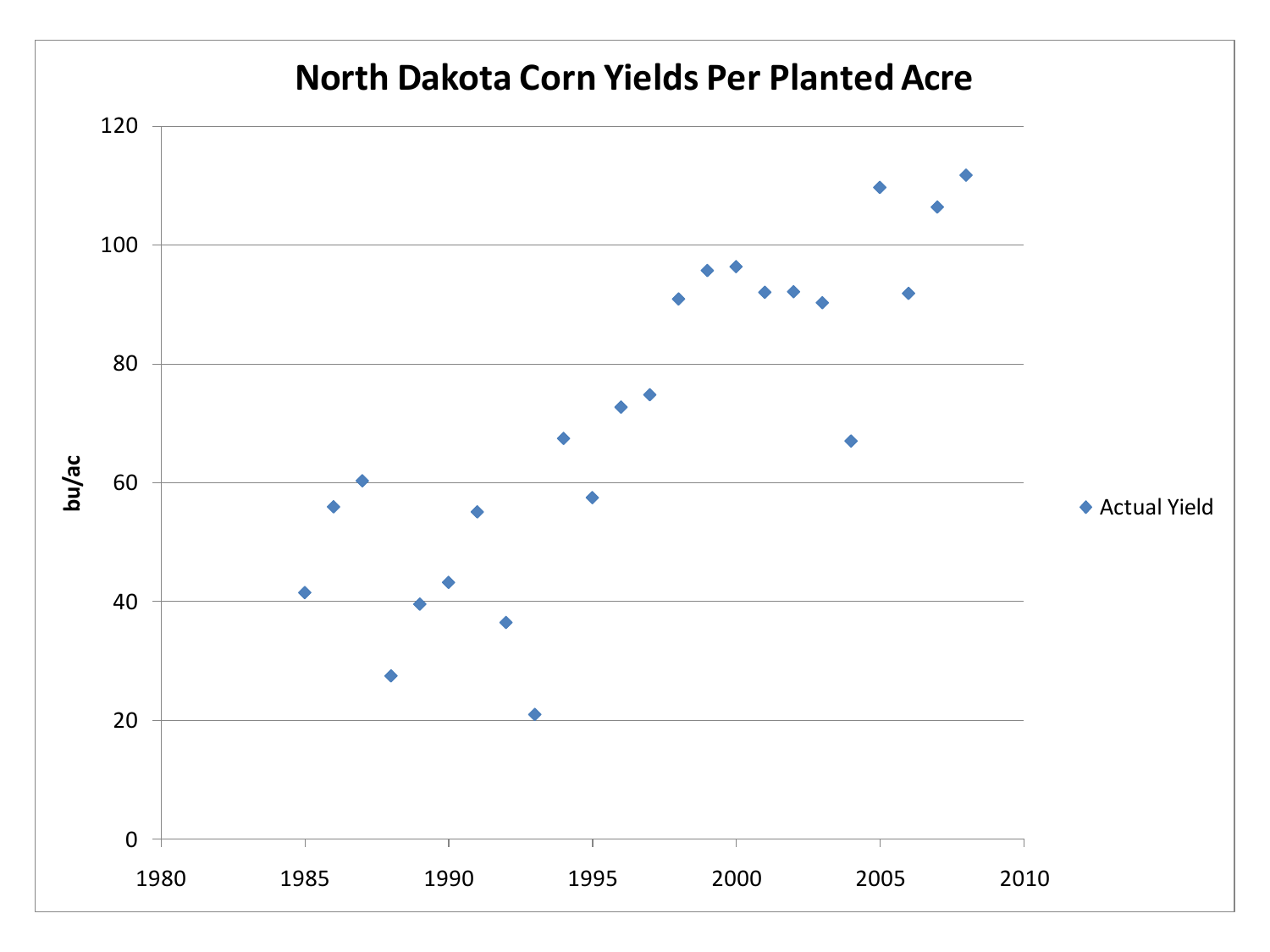# North Dakota Corn Yields Per Planted Acre

bu/ac

Actual Yield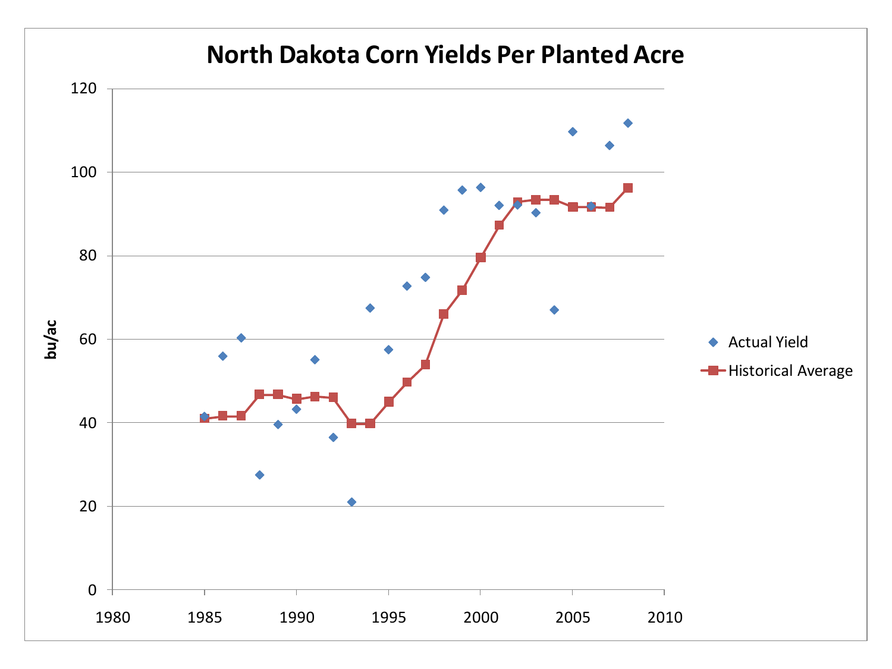# North Dakota Corn Yields Per Planted Acre

| Year | Actual Yield (bu/ac) | Historical Average (bu/ac) |
|---|---|---|
| 1985 | 41.5 | 41 |
| 1986 | 56 | 41.7 |
| 1987 | 60.3 | 41.7 |
| 1988 | 27.5 | 46.8 |
| 1989 | 39.6 | 46.8 |
| 1990 | 43.3 | 45.8 |
| 1991 | 55.1 | 46.3 |
| 1992 | 36.5 | 46.1 |
| 1993 | 21 | 39.8 |
| 1994 | 67.5 | 39.8 |
| 1995 | 57.5 | 45 |
| 1996 | 72.8 | 49.7 |
| 1997 | 74.8 | 54 |
| 1998 | 91 | 66.1 |
| 1999 | 95.8 | 71.8 |
| 2000 | 96.4 | 79.6 |
| 2001 | 92.1 | 87.3 |
| 2002 | 92.2 | 92.9 |
| 2003 | 90.3 | 93.4 |
| 2004 | 67 | 93.4 |
| 2005 | 109.8 | 91.7 |
| 2006 | 91.9 | 91.8 |
| 2007 | 106.5 | 91.6 |
| 2008 | 111.8 | 96.3 |

*Values are approximate readings from the chart. Legend: Actual Yield; Historical Average. Y-axis: bu/ac (0–120). X-axis: 1980–2010.*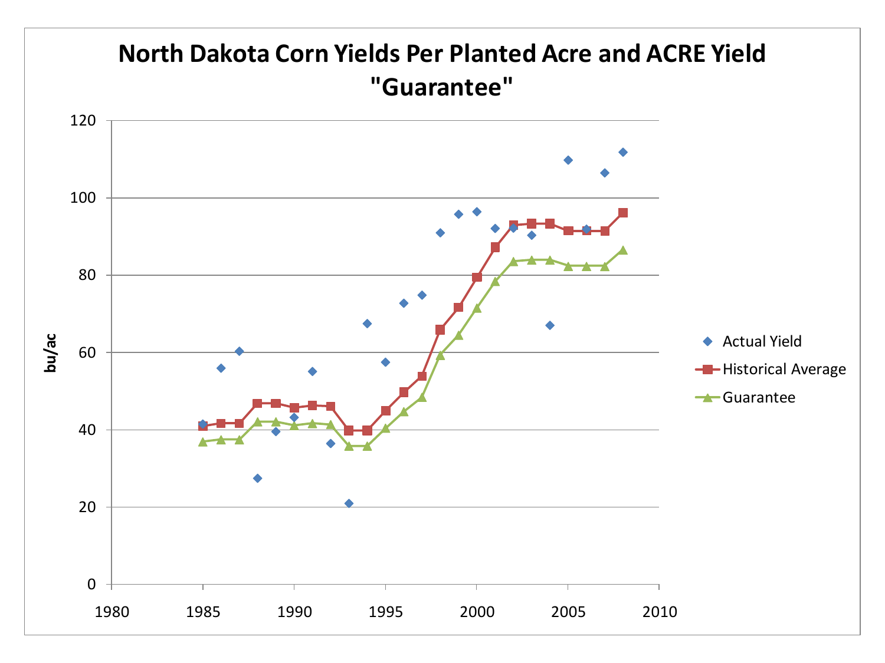# North Dakota Corn Yields Per Planted Acre and ACRE Yield "Guarantee"

| Year | Actual Yield | Historical Average | Guarantee |
|---|---|---|---|
| 1985 | 41.5 | 41 | 37 |
| 1986 | 56 | 41.7 | 37.5 |
| 1987 | 60.3 | 41.7 | 37.5 |
| 1988 | 27.5 | 46.8 | 42.1 |
| 1989 | 39.5 | 46.8 | 42.1 |
| 1990 | 43.2 | 45.7 | 41.1 |
| 1991 | 55 | 46.3 | 41.7 |
| 1992 | 36.5 | 46 | 41.4 |
| 1993 | 21 | 39.8 | 35.8 |
| 1994 | 67.5 | 39.8 | 35.8 |
| 1995 | 57.5 | 45 | 40.5 |
| 1996 | 72.8 | 49.7 | 44.7 |
| 1997 | 74.8 | 53.8 | 48.4 |
| 1998 | 91 | 65.9 | 59.3 |
| 1999 | 95.8 | 71.6 | 64.5 |
| 2000 | 96.5 | 79.4 | 71.5 |
| 2001 | 92.1 | 87.2 | 78.4 |
| 2002 | 92.2 | 92.9 | 83.6 |
| 2003 | 90.3 | 93.3 | 84 |
| 2004 | 67 | 93.3 | 84 |
| 2005 | 109.8 | 91.5 | 82.4 |
| 2006 | 92 | 91.5 | 82.4 |
| 2007 | 106.5 | 91.5 | 82.4 |
| 2008 | 111.8 | 96.1 | 86.5 |

*Values are approximate readings from the chart (bu/ac).*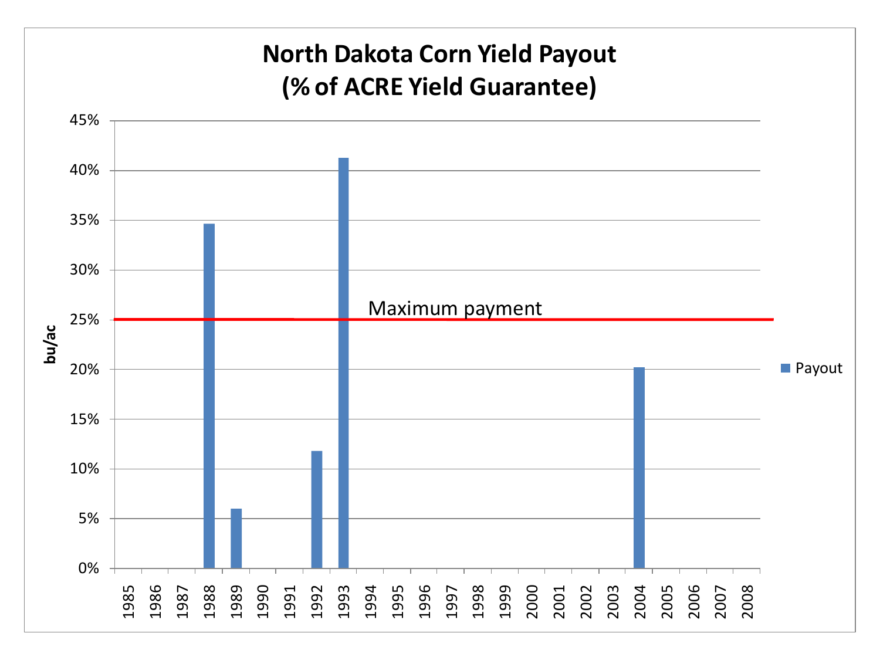# North Dakota Corn Yield Payout
# (% of ACRE Yield Guarantee)

| Year | Payout |
|---|---|
| 1985 | 0% |
| 1986 | 0% |
| 1987 | 0% |
| 1988 | ~34.7% |
| 1989 | ~6% |
| 1990 | 0% |
| 1991 | 0% |
| 1992 | ~11.8% |
| 1993 | ~41.3% |
| 1994 | 0% |
| 1995 | 0% |
| 1996 | 0% |
| 1997 | 0% |
| 1998 | 0% |
| 1999 | 0% |
| 2000 | 0% |
| 2001 | 0% |
| 2002 | 0% |
| 2003 | 0% |
| 2004 | ~20.2% |
| 2005 | 0% |
| 2006 | 0% |
| 2007 | 0% |
| 2008 | 0% |

Maximum payment: 25%

Y-axis: bu/ac (0%–45%)

Legend: Payout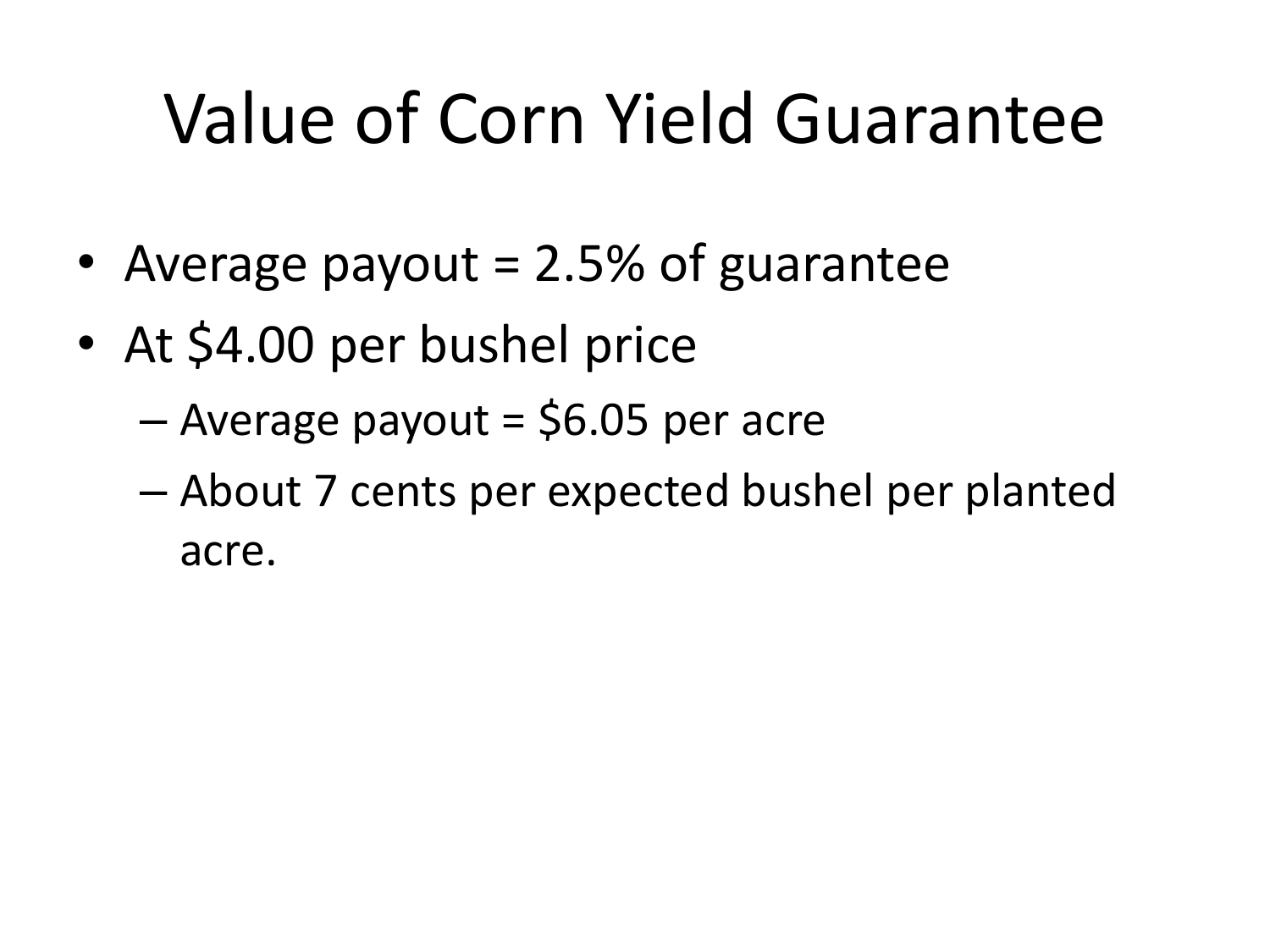# Value of Corn Yield Guarantee

- Average payout = 2.5% of guarantee
- At $4.00 per bushel price
  - Average payout = $6.05 per acre
  - About 7 cents per expected bushel per planted acre.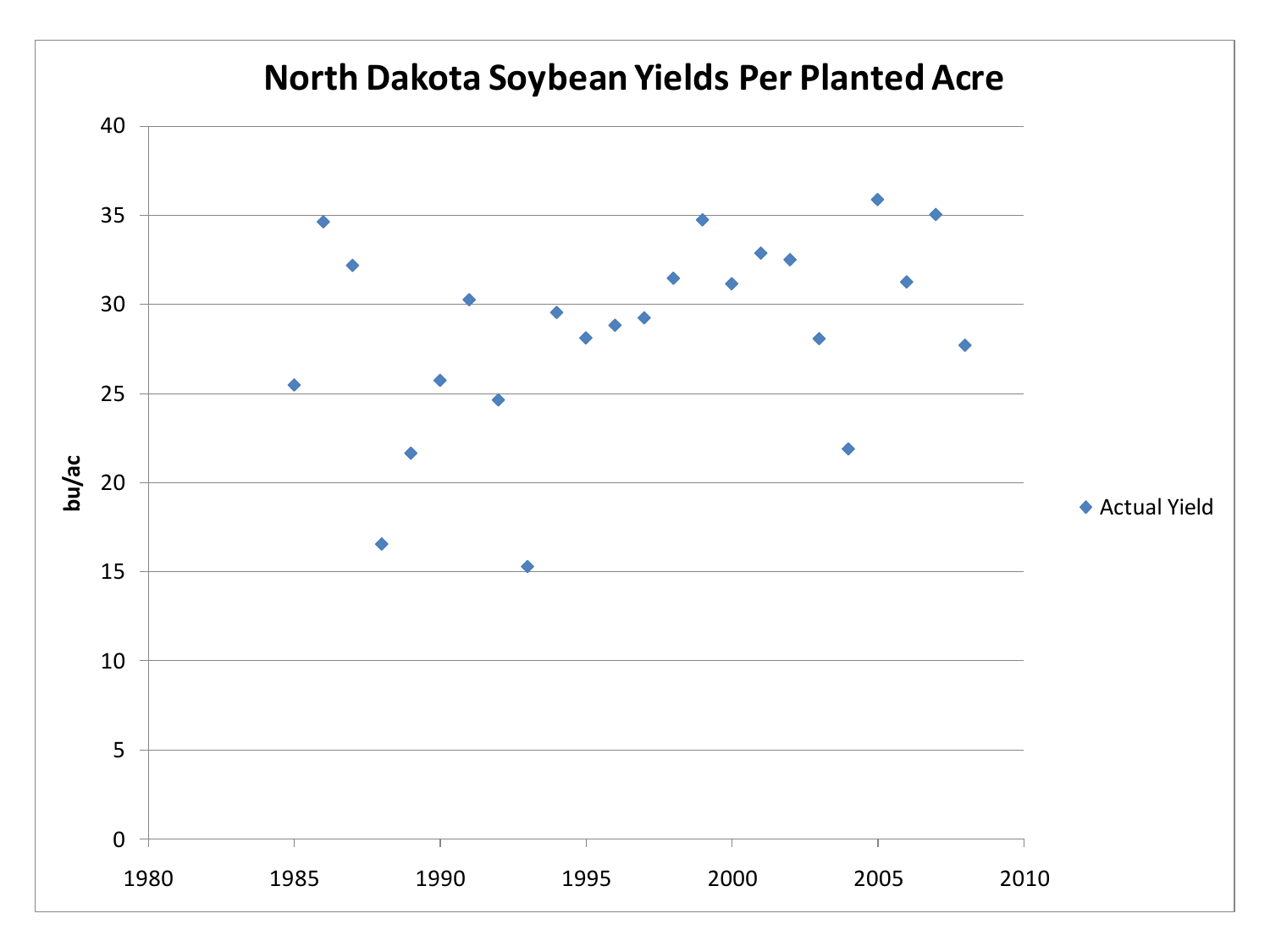## North Dakota Soybean Yields Per Planted Acre

| Axis | Labels |
|---|---|
| Y-axis (bu/ac) | 0, 5, 10, 15, 20, 25, 30, 35, 40 |
| X-axis | 1980, 1985, 1990, 1995, 2000, 2005, 2010 |

Legend: Actual Yield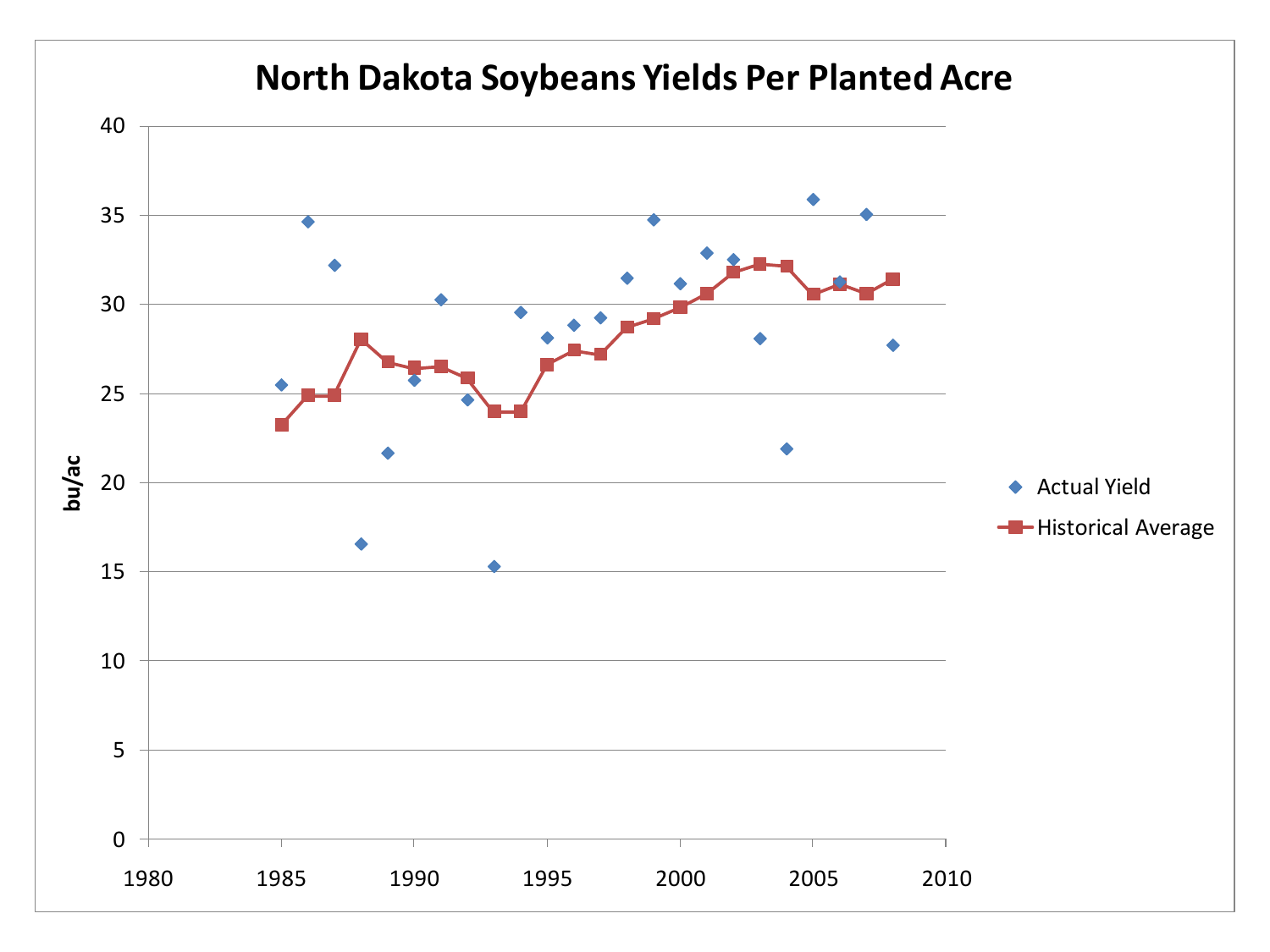# North Dakota Soybeans Yields Per Planted Acre

bu/ac

40
35
30
25
20
15
10
5
0

1980 1985 1990 1995 2000 2005 2010

Actual Yield

Historical Average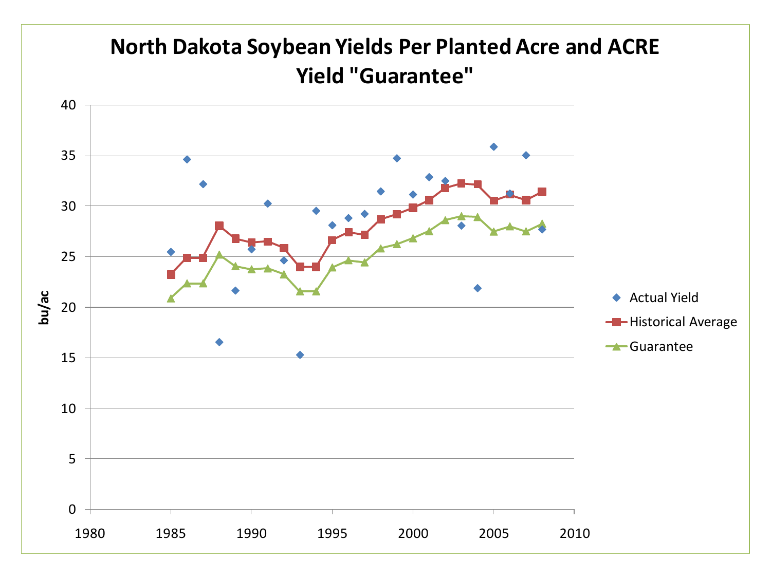# North Dakota Soybean Yields Per Planted Acre and ACRE Yield "Guarantee"

bu/ac

Legend: Actual Yield; Historical Average; Guarantee

Y-axis: 0, 5, 10, 15, 20, 25, 30, 35, 40

X-axis: 1980, 1985, 1990, 1995, 2000, 2005, 2010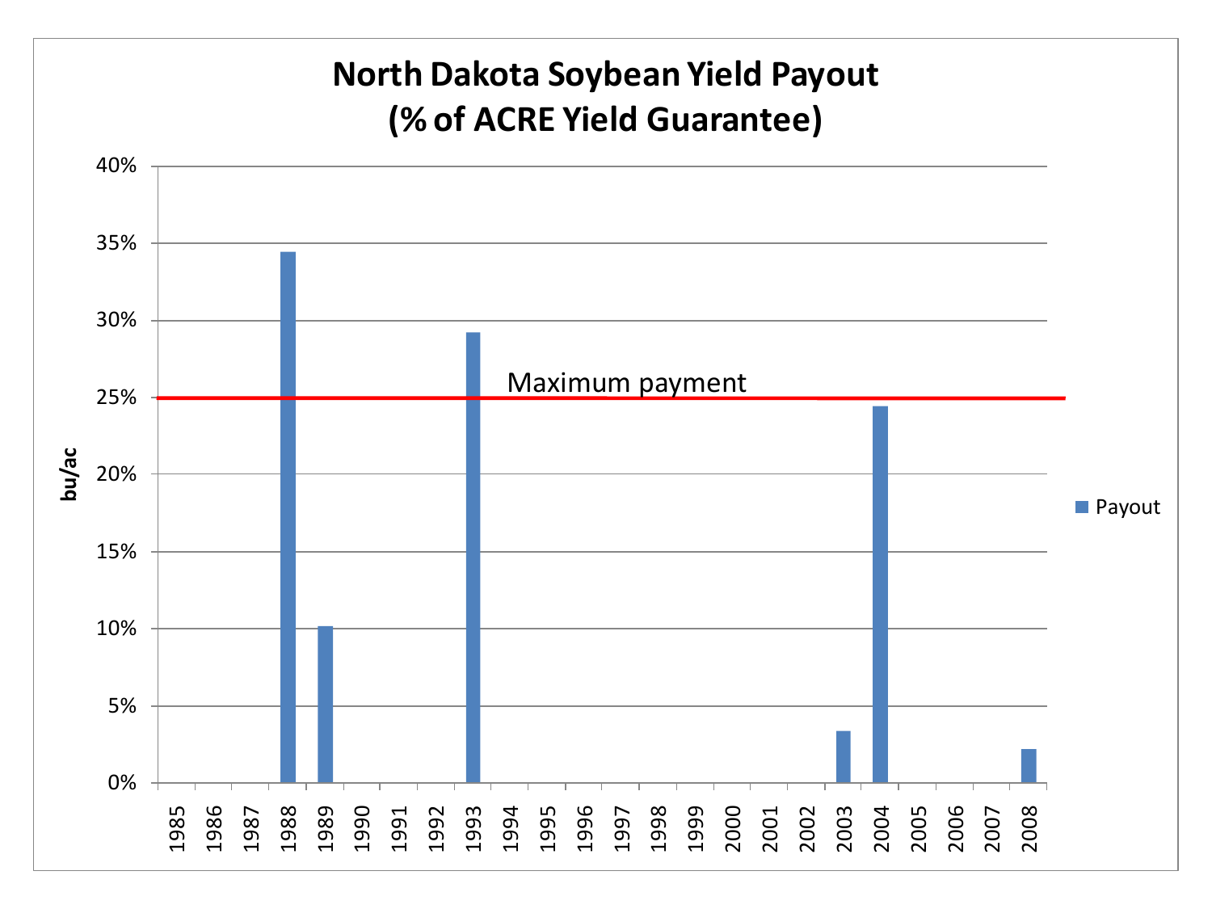# North Dakota Soybean Yield Payout
# (% of ACRE Yield Guarantee)

| Year | Payout |
| --- | --- |
| 1985 | 0% |
| 1986 | 0% |
| 1987 | 0% |
| 1988 | 34.5% |
| 1989 | 10.2% |
| 1990 | 0% |
| 1991 | 0% |
| 1992 | 0% |
| 1993 | 29.2% |
| 1994 | 0% |
| 1995 | 0% |
| 1996 | 0% |
| 1997 | 0% |
| 1998 | 0% |
| 1999 | 0% |
| 2000 | 0% |
| 2001 | 0% |
| 2002 | 0% |
| 2003 | 3.4% |
| 2004 | 24.5% |
| 2005 | 0% |
| 2006 | 0% |
| 2007 | 0% |
| 2008 | 2.2% |

Maximum payment: 25%

Y-axis: bu/ac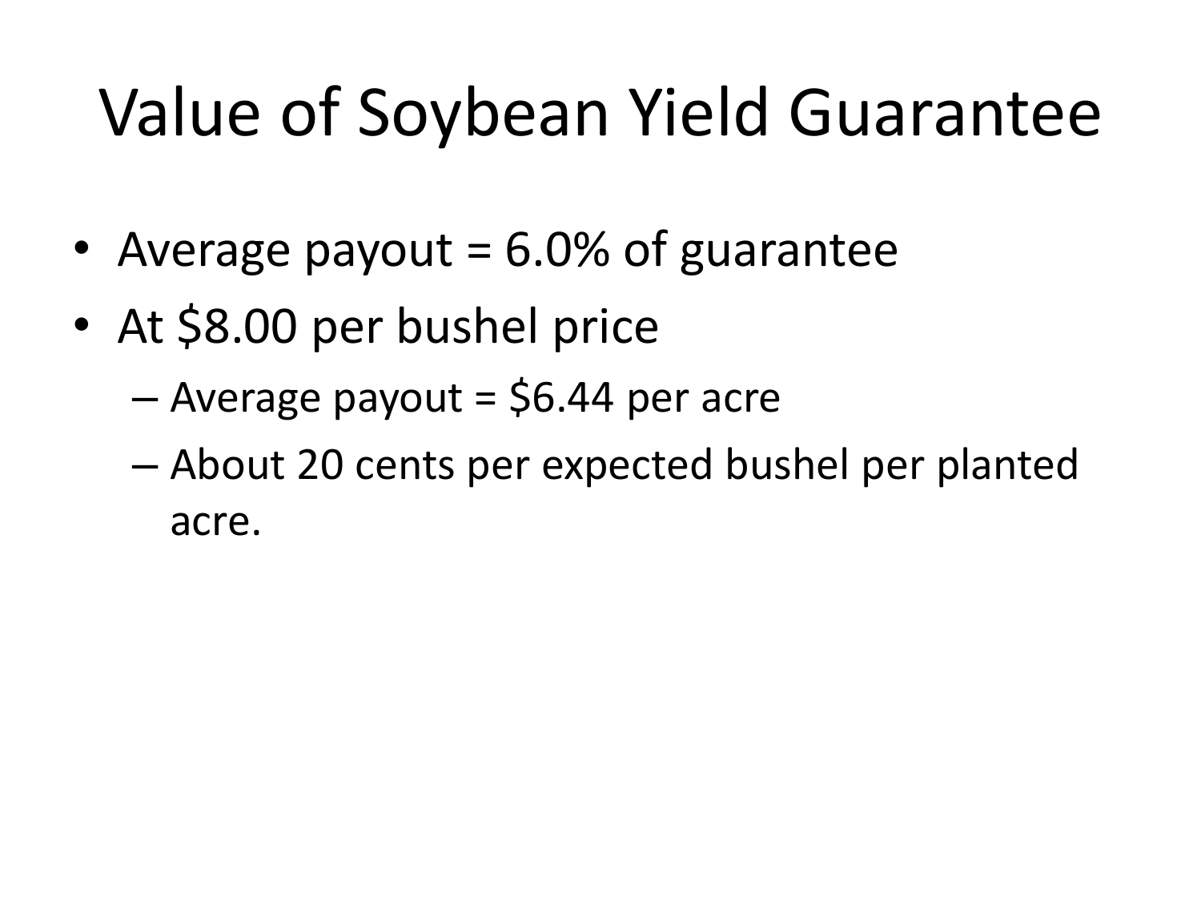# Value of Soybean Yield Guarantee

- Average payout = 6.0% of guarantee
- At $8.00 per bushel price
  - Average payout = $6.44 per acre
  - About 20 cents per expected bushel per planted acre.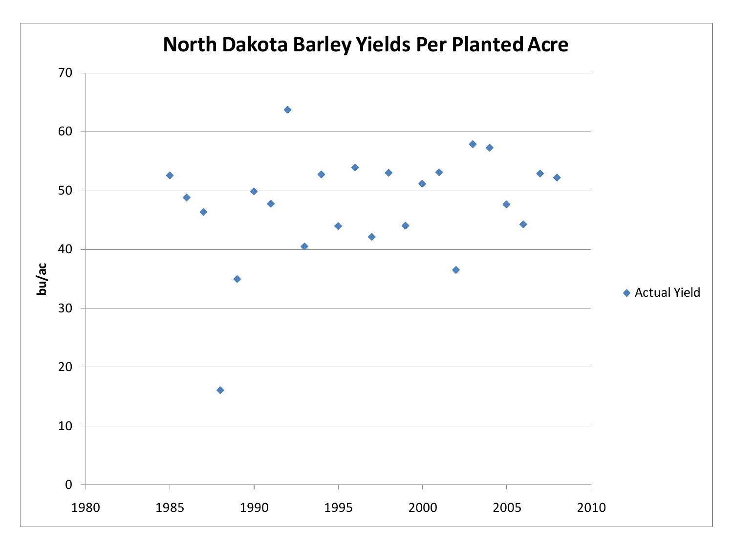# North Dakota Barley Yields Per Planted Acre

bu/ac

Actual Yield

70, 60, 50, 40, 30, 20, 10, 0

1980, 1985, 1990, 1995, 2000, 2005, 2010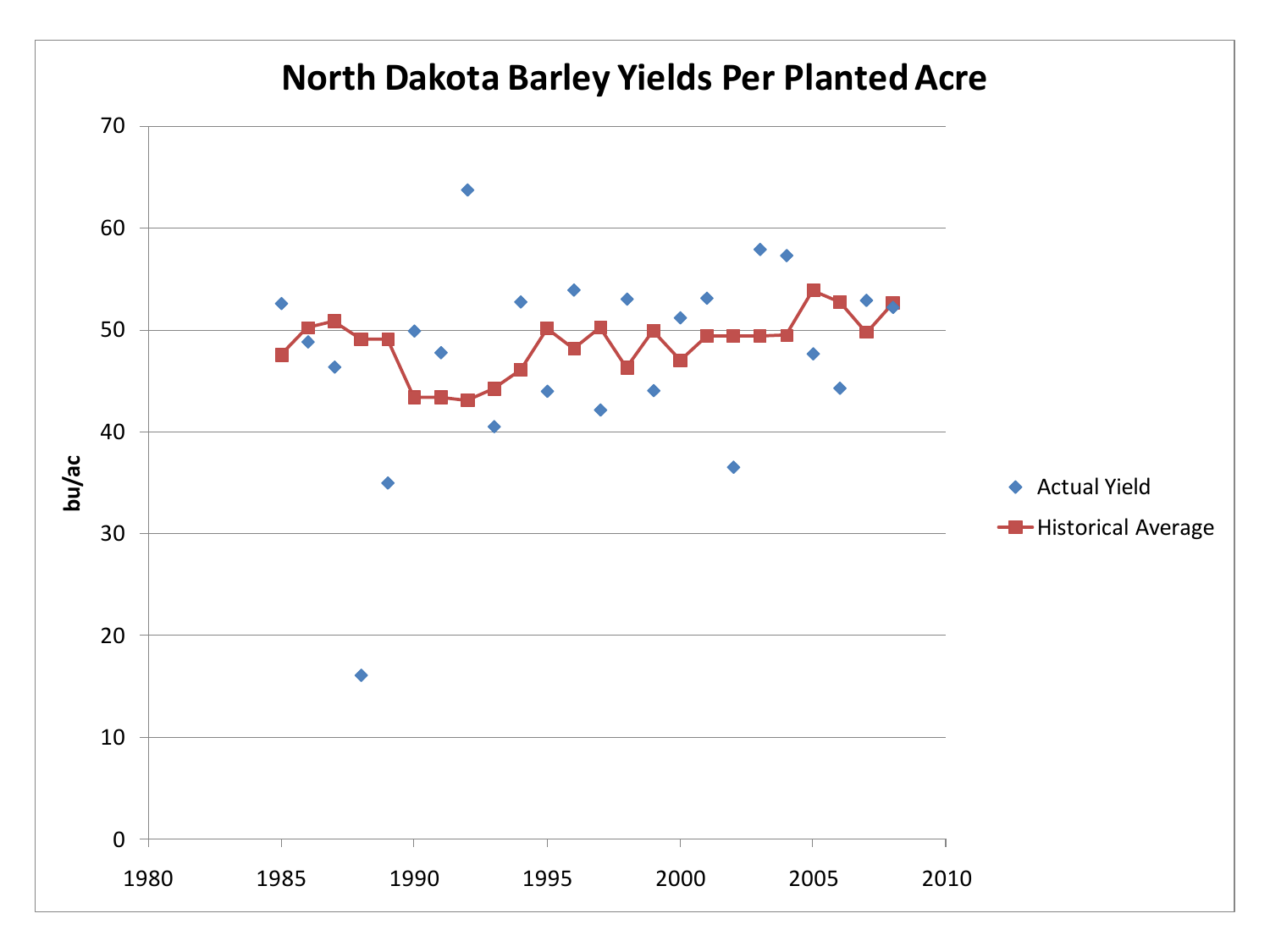# North Dakota Barley Yields Per Planted Acre

- Actual Yield
- Historical Average

bu/ac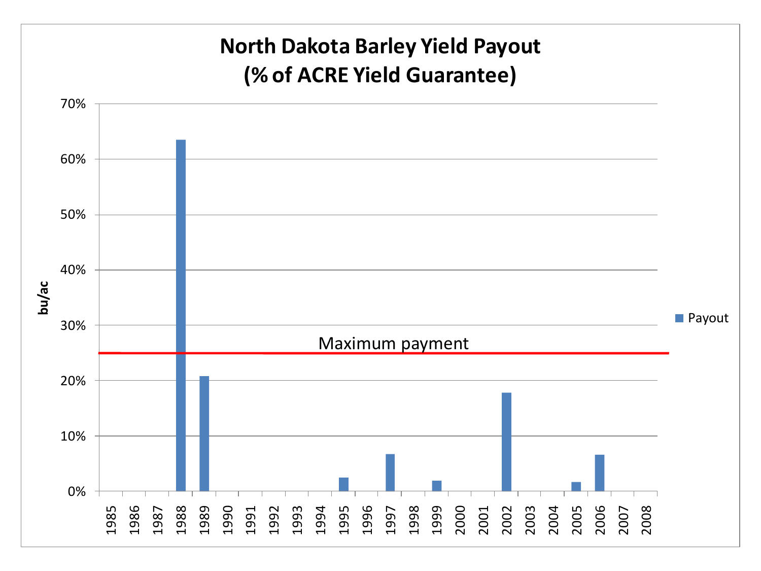# North Dakota Barley Yield Payout
## (% of ACRE Yield Guarantee)

| Year | Payout |
|---|---|
| 1985 | 0% |
| 1986 | 0% |
| 1987 | 0% |
| 1988 | 63.5% |
| 1989 | 20.8% |
| 1990 | 0% |
| 1991 | 0% |
| 1992 | 0% |
| 1993 | 0% |
| 1994 | 0% |
| 1995 | 2.4% |
| 1996 | 0% |
| 1997 | 6.7% |
| 1998 | 0% |
| 1999 | 1.9% |
| 2000 | 0% |
| 2001 | 0% |
| 2002 | 17.8% |
| 2003 | 0% |
| 2004 | 0% |
| 2005 | 1.6% |
| 2006 | 6.6% |
| 2007 | 0% |
| 2008 | 0% |

Y-axis: bu/ac (0%–70%)

Maximum payment: 25%

Legend: Payout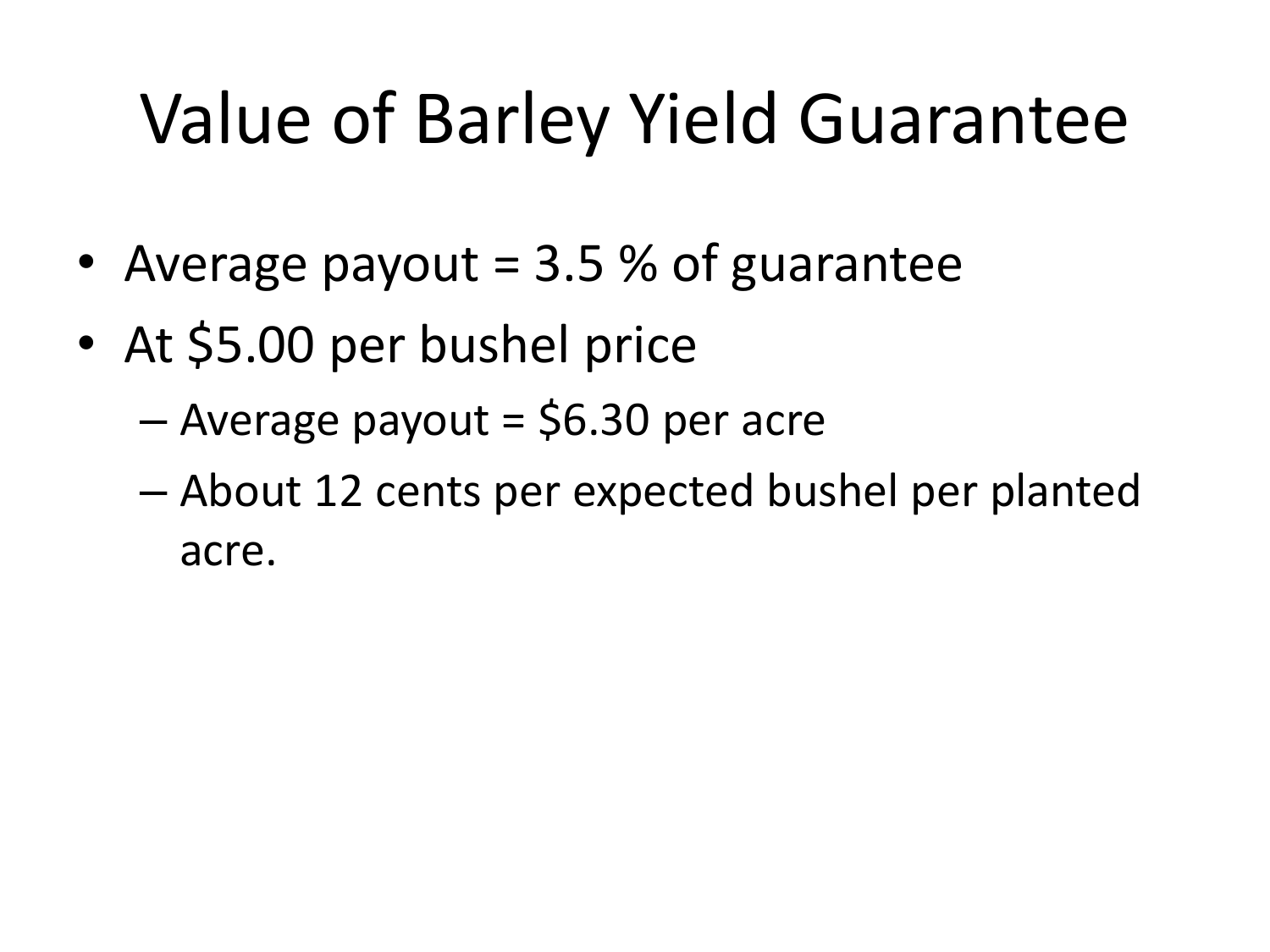# Value of Barley Yield Guarantee

- Average payout = 3.5 % of guarantee
- At $5.00 per bushel price
  - Average payout = $6.30 per acre
  - About 12 cents per expected bushel per planted acre.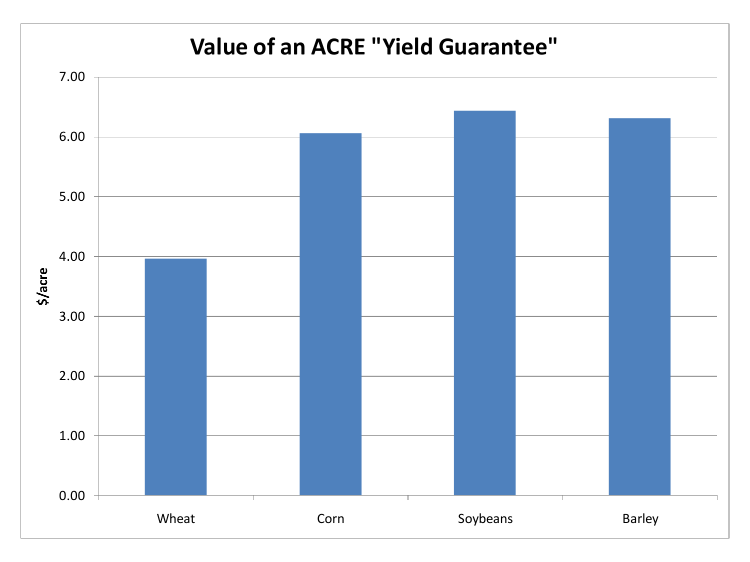# Value of an ACRE "Yield Guarantee"

| Crop | $/acre |
| --- | --- |
| Wheat | 3.97 |
| Corn | 6.06 |
| Soybeans | 6.44 |
| Barley | 6.31 |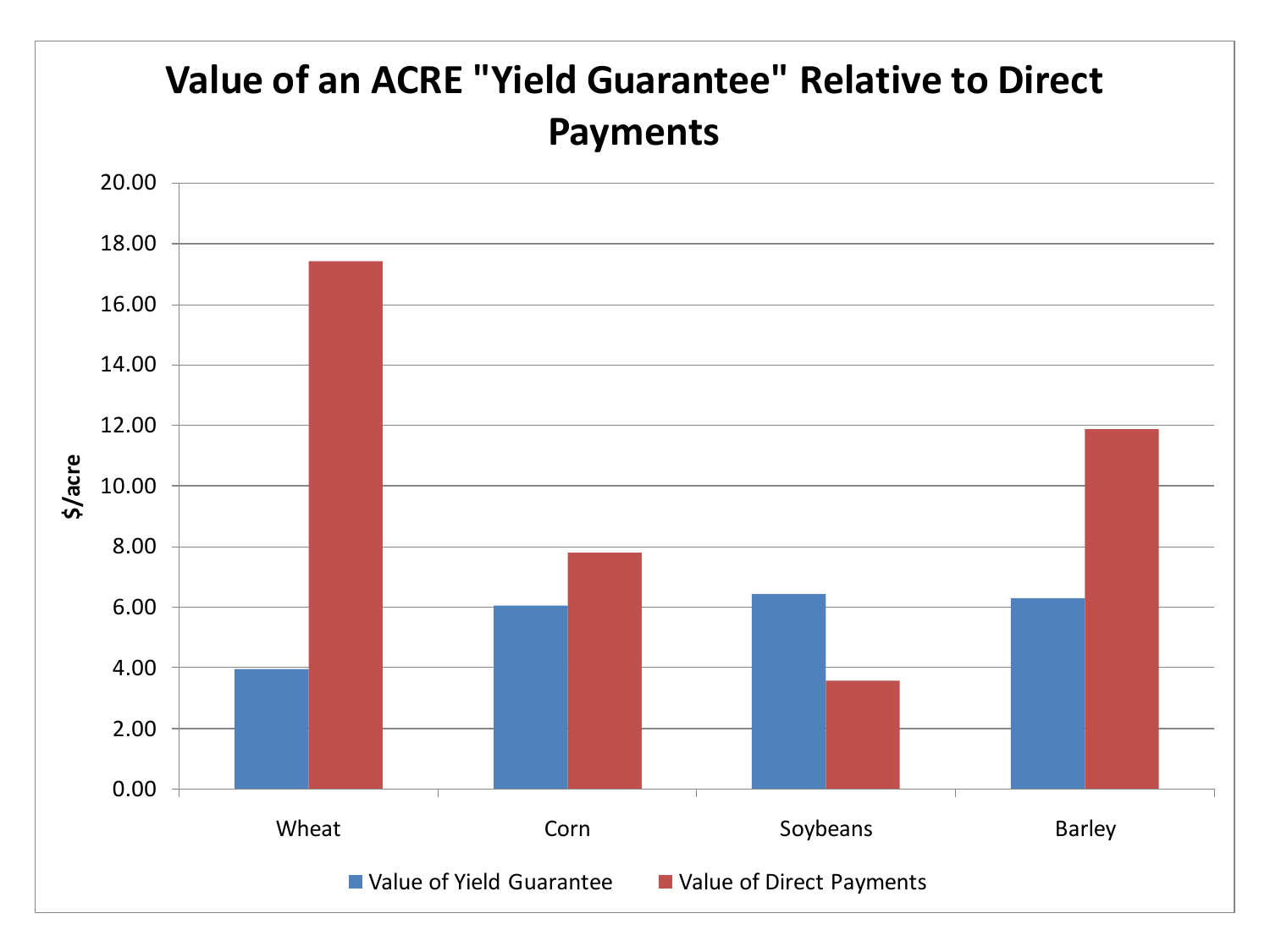# Value of an ACRE "Yield Guarantee" Relative to Direct Payments

$/acre

20.00
18.00
16.00
14.00
12.00
10.00
8.00
6.00
4.00
2.00
0.00

Wheat Corn Soybeans Barley

Value of Yield Guarantee Value of Direct Payments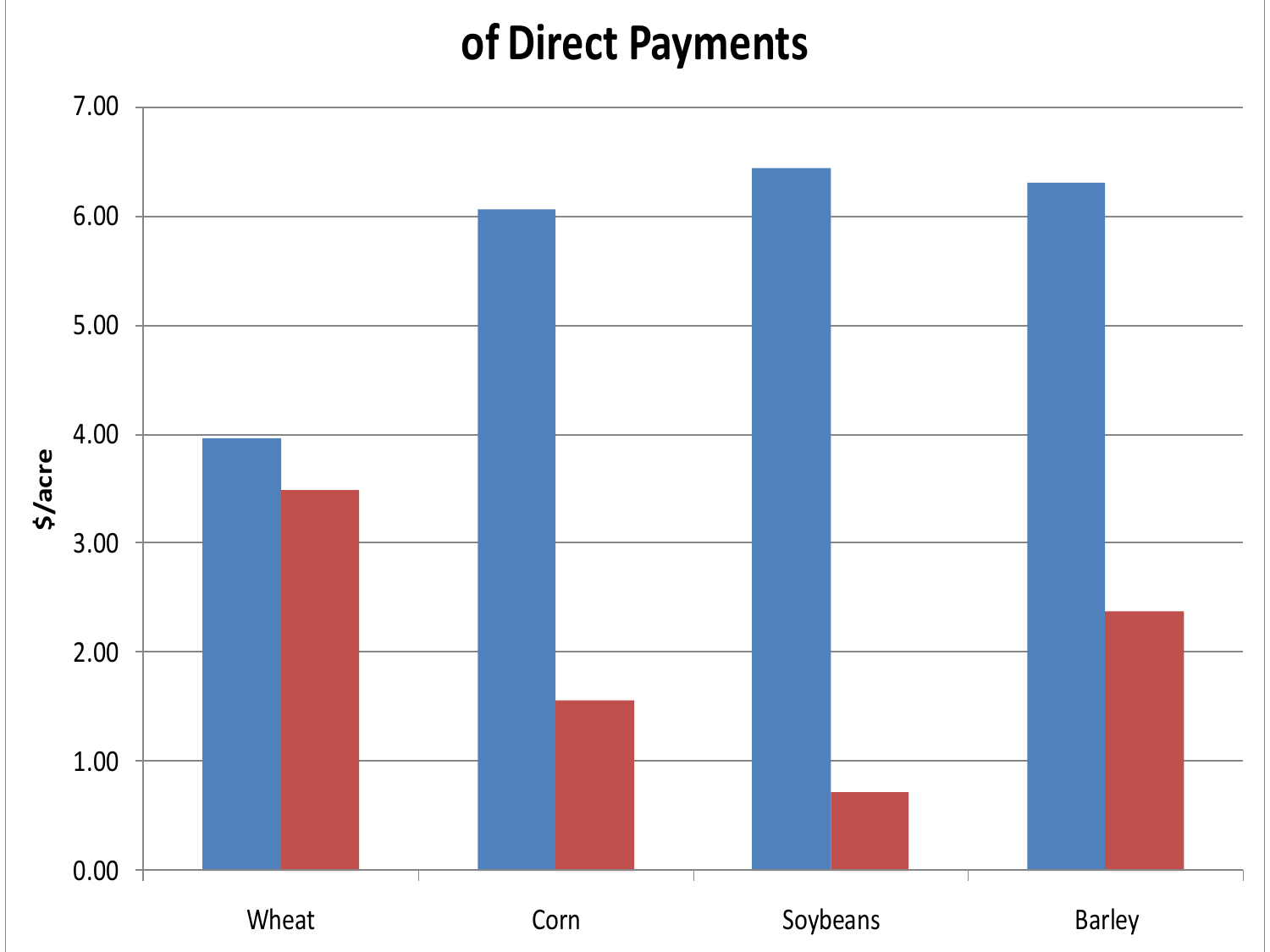# of Direct Payments

| | Blue series ($/acre) | Red series ($/acre) |
|---|---|---|
| Wheat | 3.97 | 3.49 |
| Corn | 6.07 | 1.56 |
| Soybeans | 6.45 | 0.72 |
| Barley | 6.31 | 2.38 |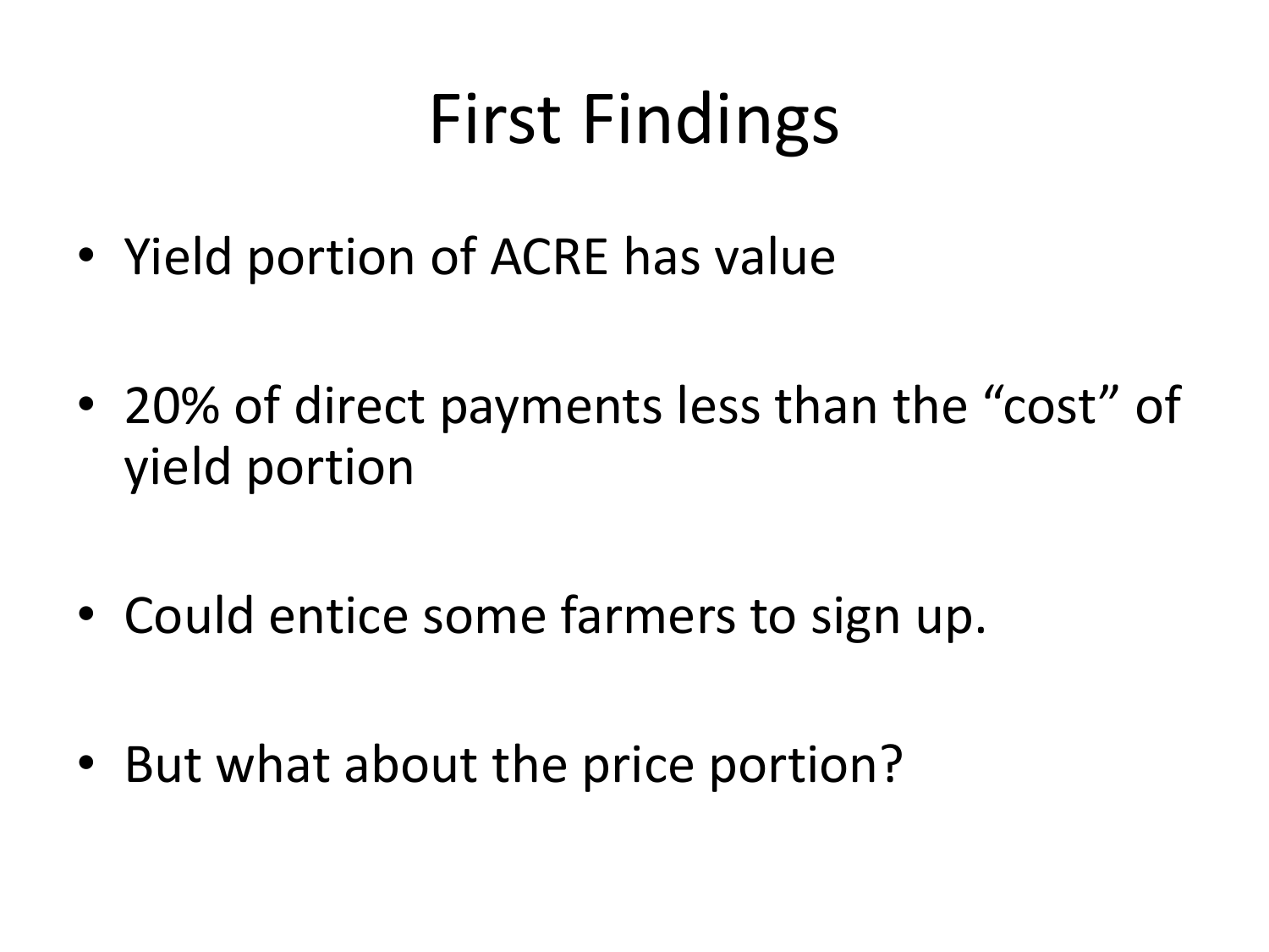# First Findings

- Yield portion of ACRE has value
- 20% of direct payments less than the “cost” of yield portion
- Could entice some farmers to sign up.
- But what about the price portion?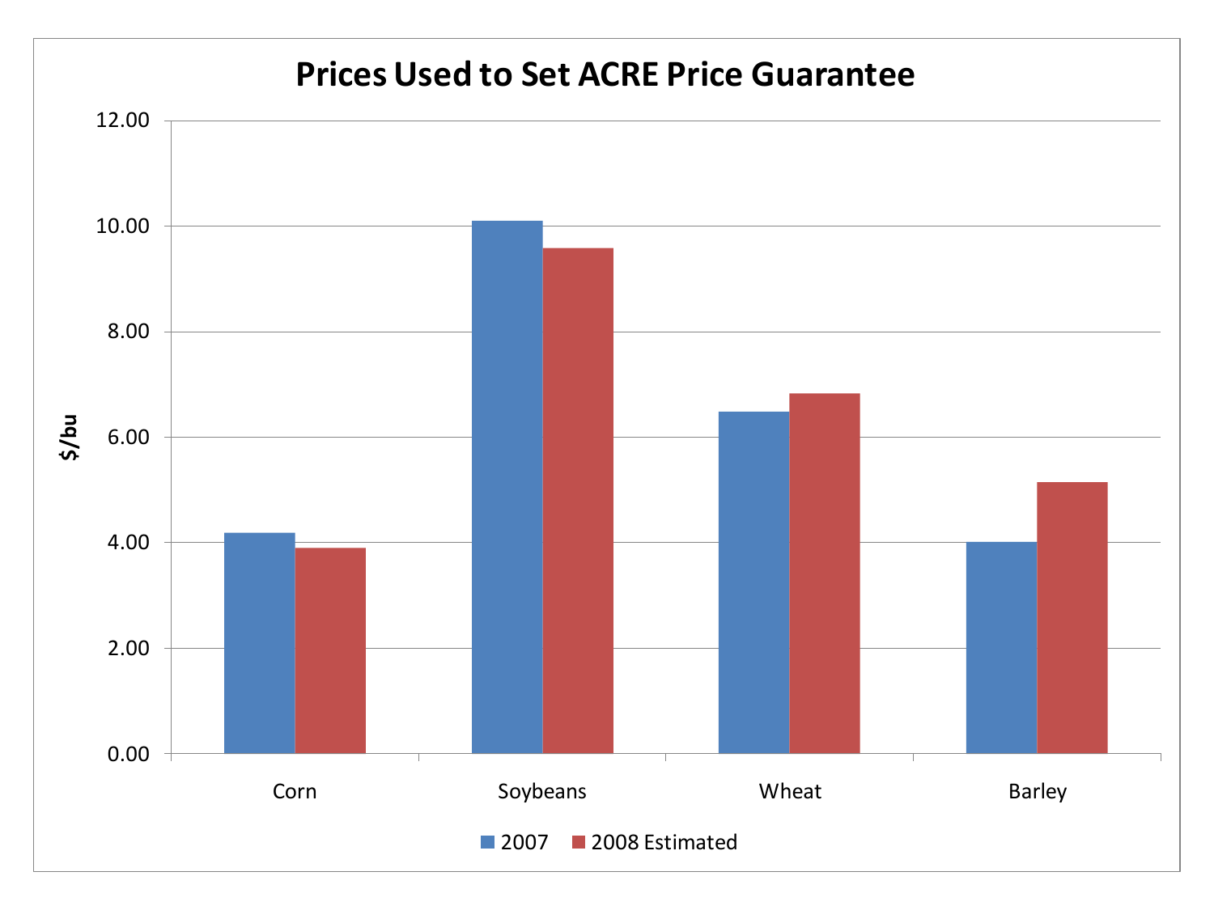# Prices Used to Set ACRE Price Guarantee

| | 2007 | 2008 Estimated |
|---|---|---|
| Corn | 4.18 | 3.90 |
| Soybeans | 10.10 | 9.58 |
| Wheat | 6.48 | 6.83 |
| Barley | 4.02 | 5.15 |

$/bu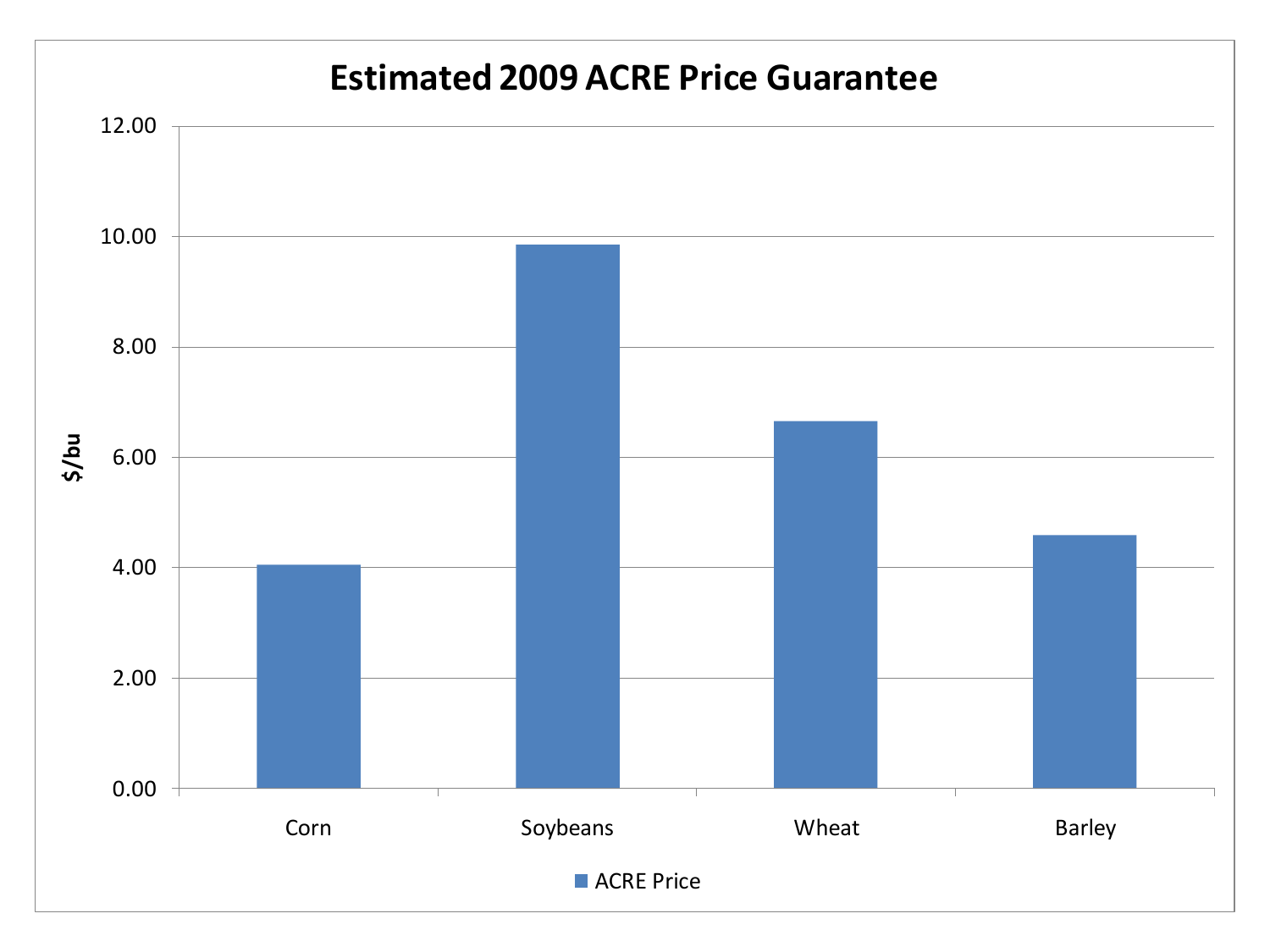# Estimated 2009 ACRE Price Guarantee

12.00

10.00

8.00

6.00

4.00

2.00

0.00

$/bu

Corn Soybeans Wheat Barley

ACRE Price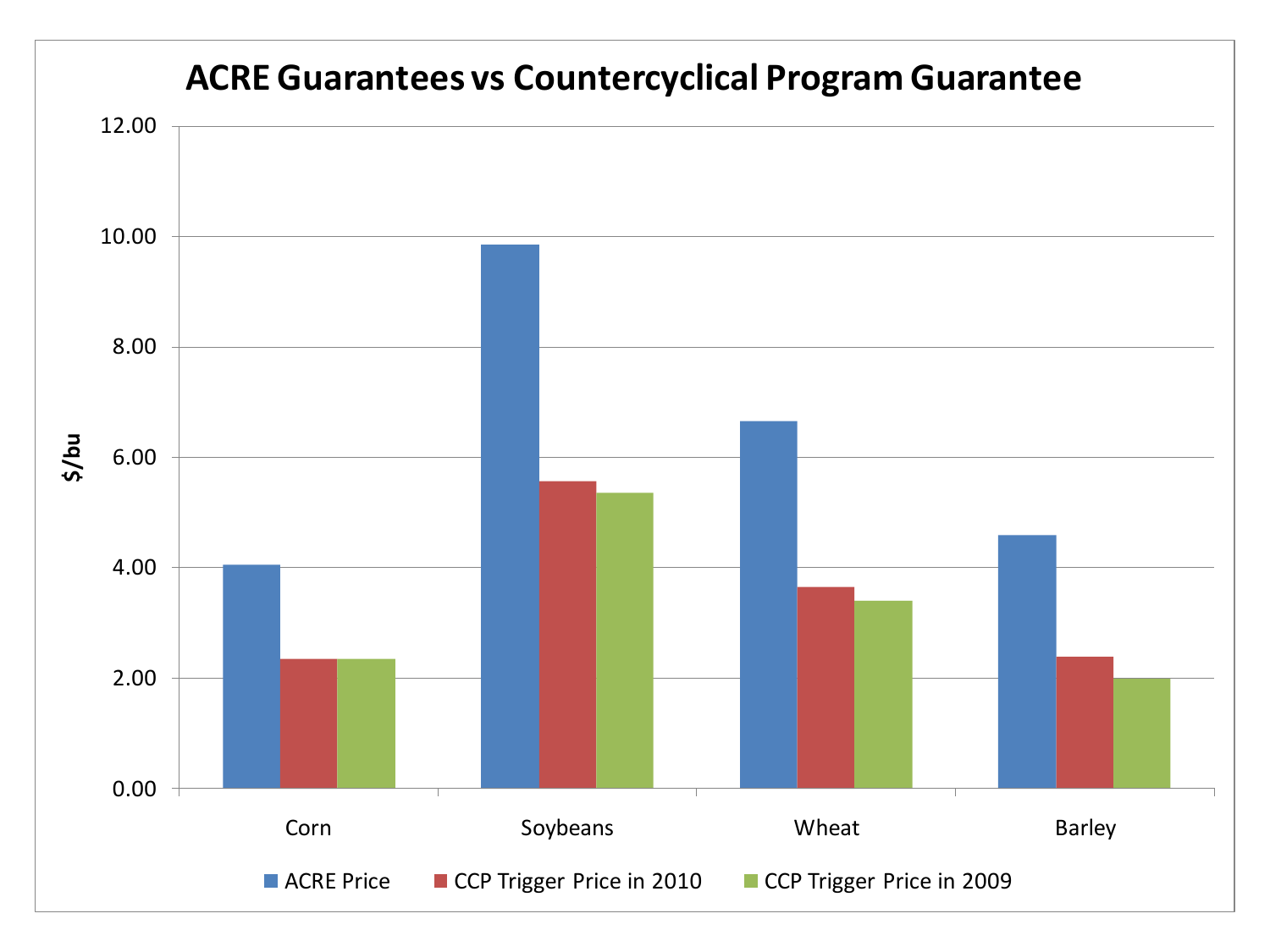# ACRE Guarantees vs Countercyclical Program Guarantee

$/bu

| | ACRE Price | CCP Trigger Price in 2010 | CCP Trigger Price in 2009 |
|---|---|---|---|
| Corn | | | |
| Soybeans | | | |
| Wheat | | | |
| Barley | | | |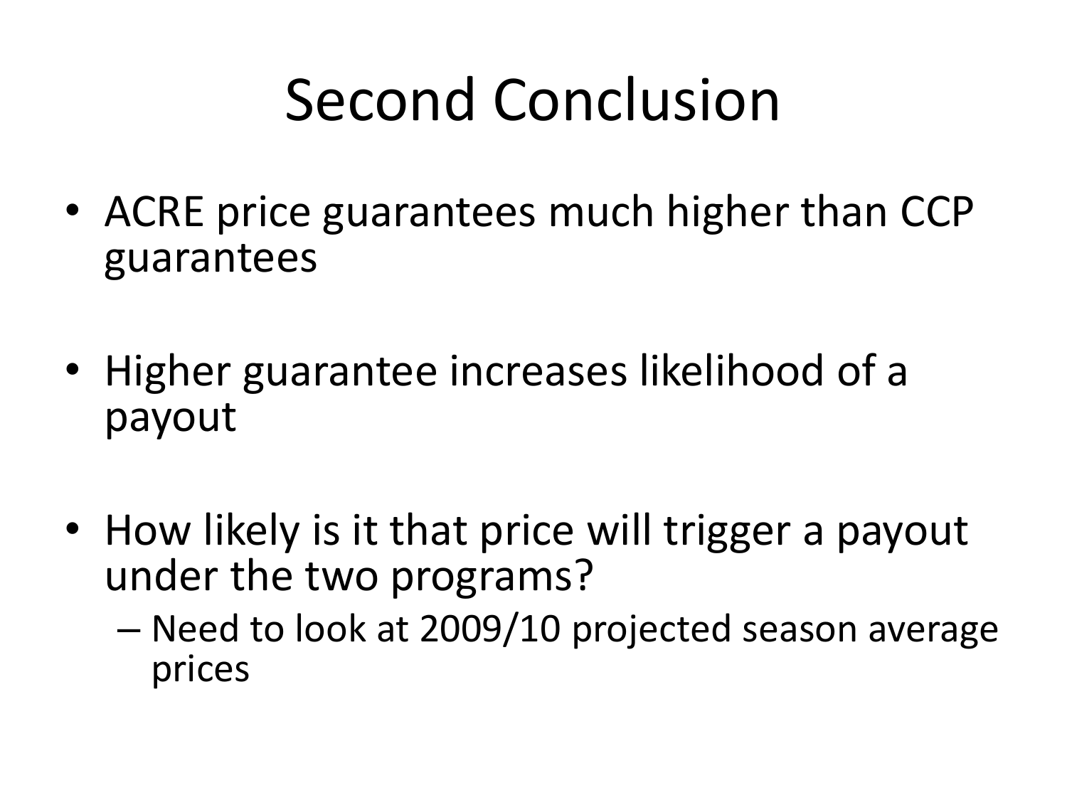# Second Conclusion

- ACRE price guarantees much higher than CCP guarantees
- Higher guarantee increases likelihood of a payout
- How likely is it that price will trigger a payout under the two programs?
  - Need to look at 2009/10 projected season average prices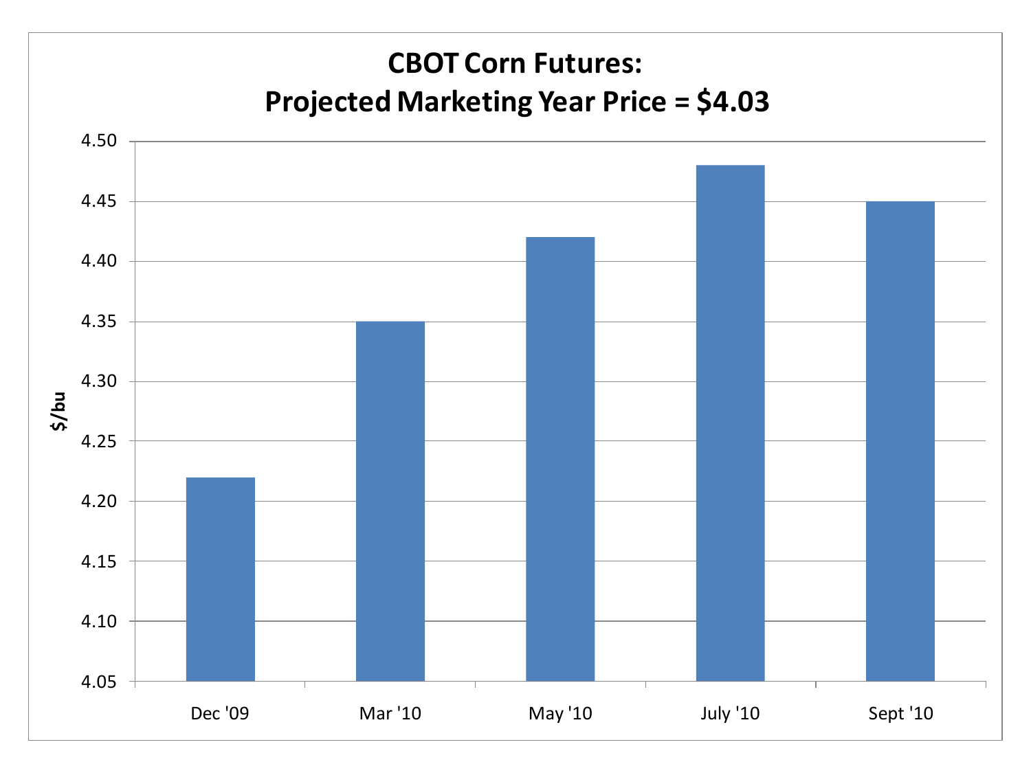# CBOT Corn Futures:
# Projected Marketing Year Price = $4.03

| Contract | $/bu |
|---|---|
| Dec '09 | 4.22 |
| Mar '10 | 4.35 |
| May '10 | 4.42 |
| July '10 | 4.48 |
| Sept '10 | 4.45 |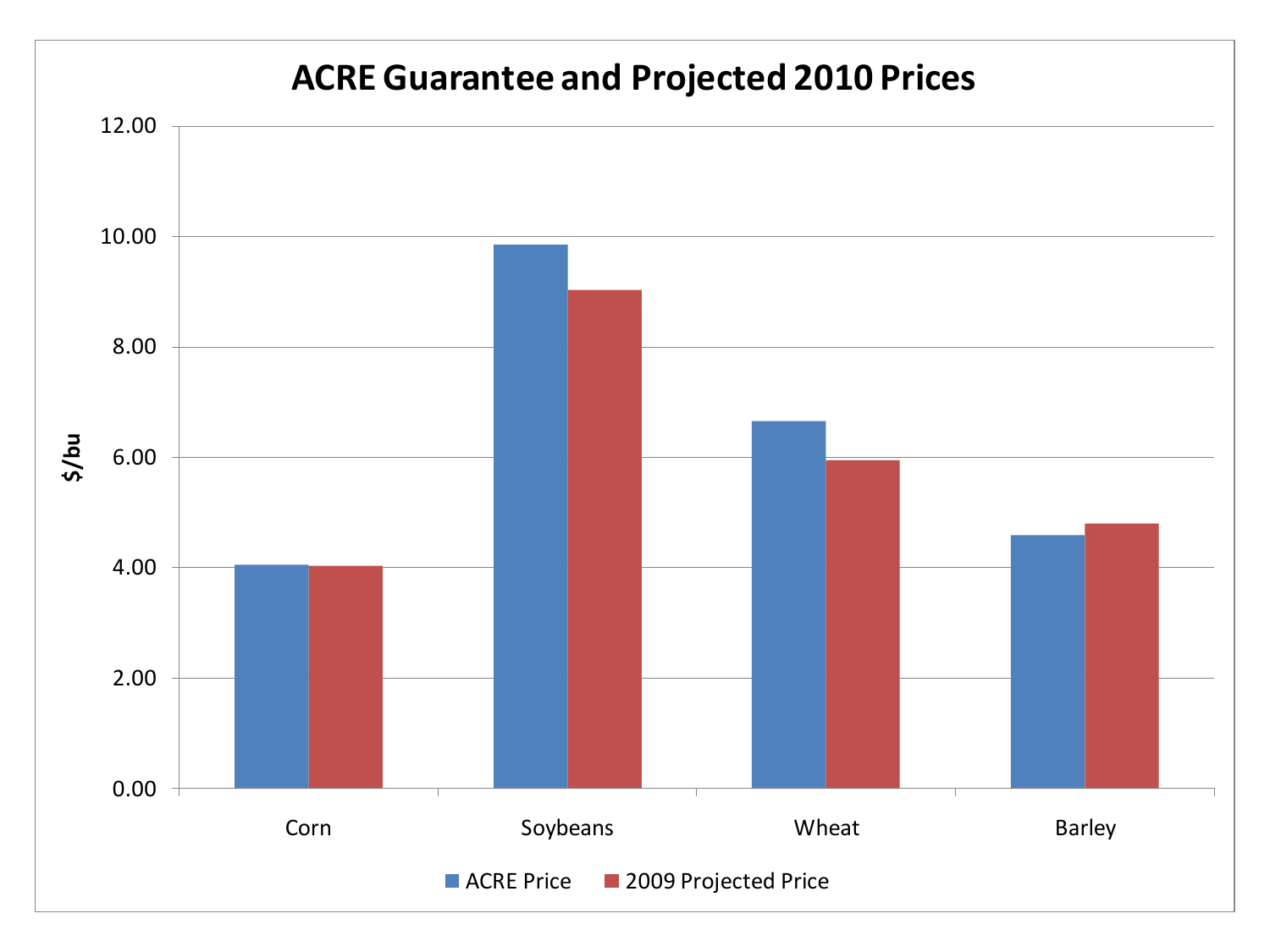# ACRE Guarantee and Projected 2010 Prices

$/bu

12.00
10.00
8.00
6.00
4.00
2.00
0.00

Corn | Soybeans | Wheat | Barley

■ ACRE Price ■ 2009 Projected Price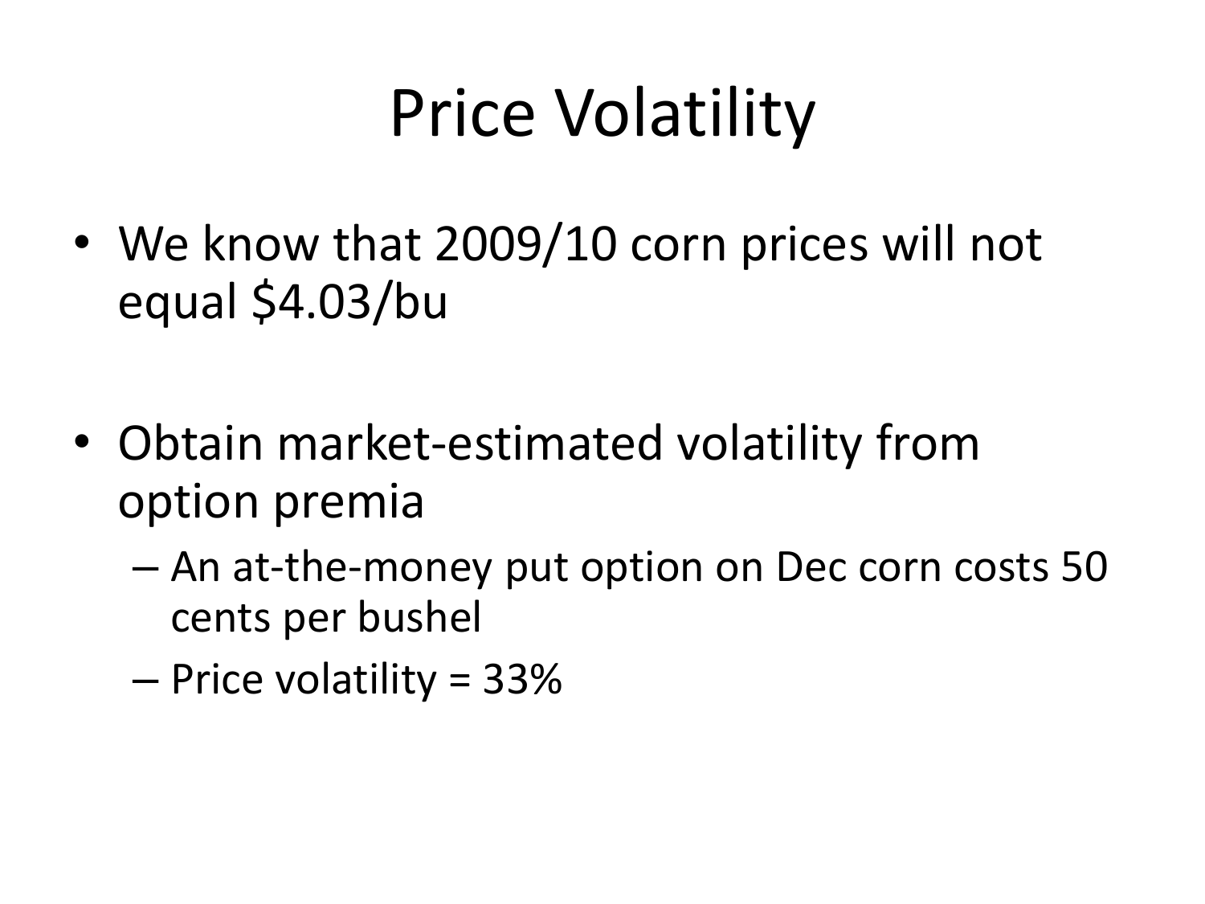# Price Volatility

- We know that 2009/10 corn prices will not equal $4.03/bu
- Obtain market-estimated volatility from option premia
  - An at-the-money put option on Dec corn costs 50 cents per bushel
  - Price volatility = 33%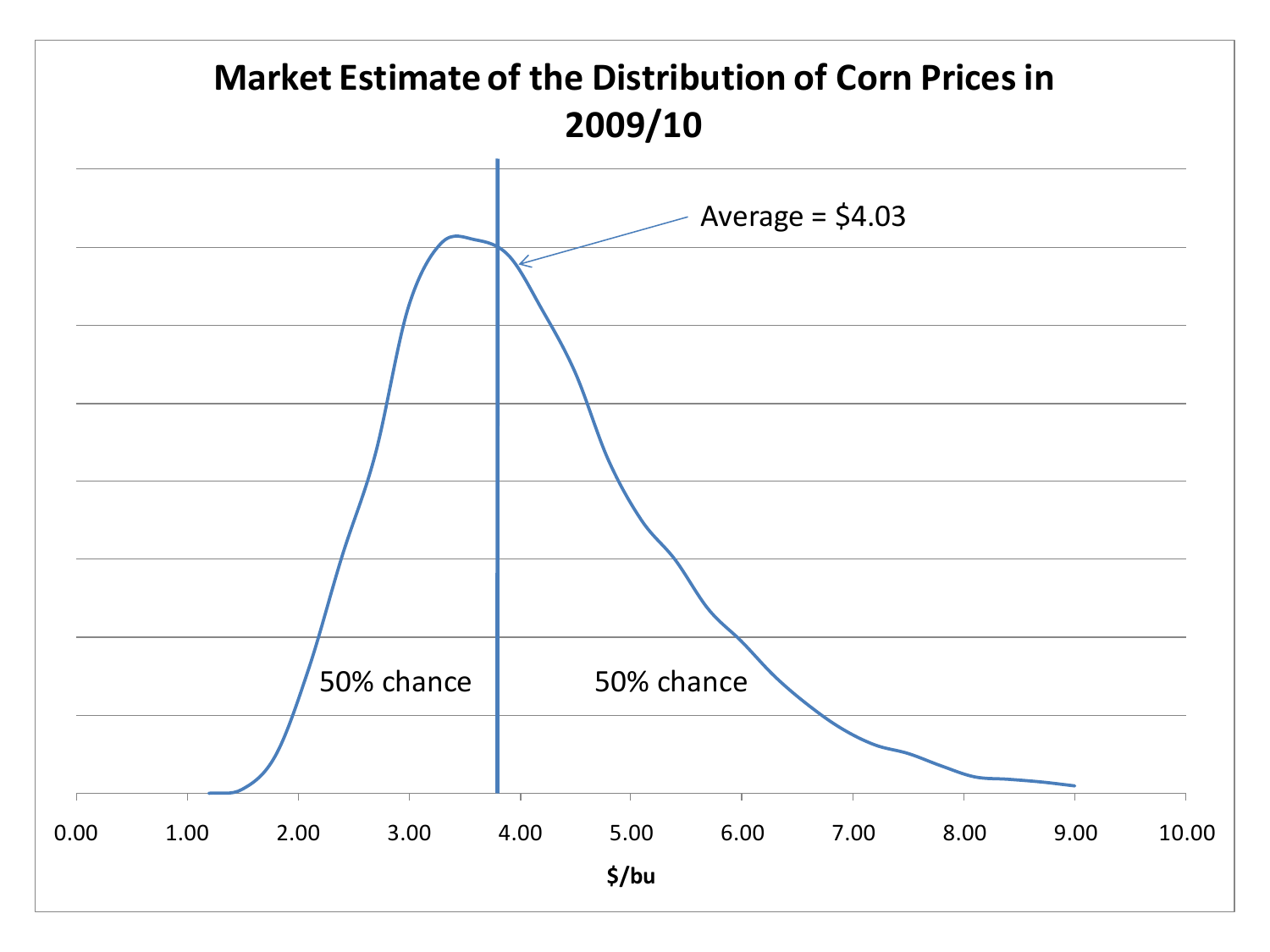# Market Estimate of the Distribution of Corn Prices in 2009/10

Average = $4.03

50% chance

50% chance

0.00 1.00 2.00 3.00 4.00 5.00 6.00 7.00 8.00 9.00 10.00

$/bu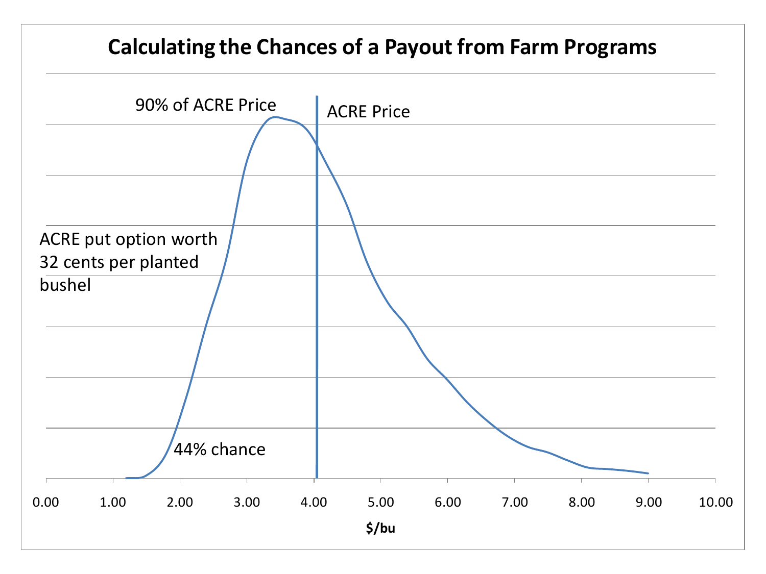# Calculating the Chances of a Payout from Farm Programs

90% of ACRE Price

ACRE Price

ACRE put option worth 32 cents per planted bushel

44% chance

0.00 1.00 2.00 3.00 4.00 5.00 6.00 7.00 8.00 9.00 10.00

$/bu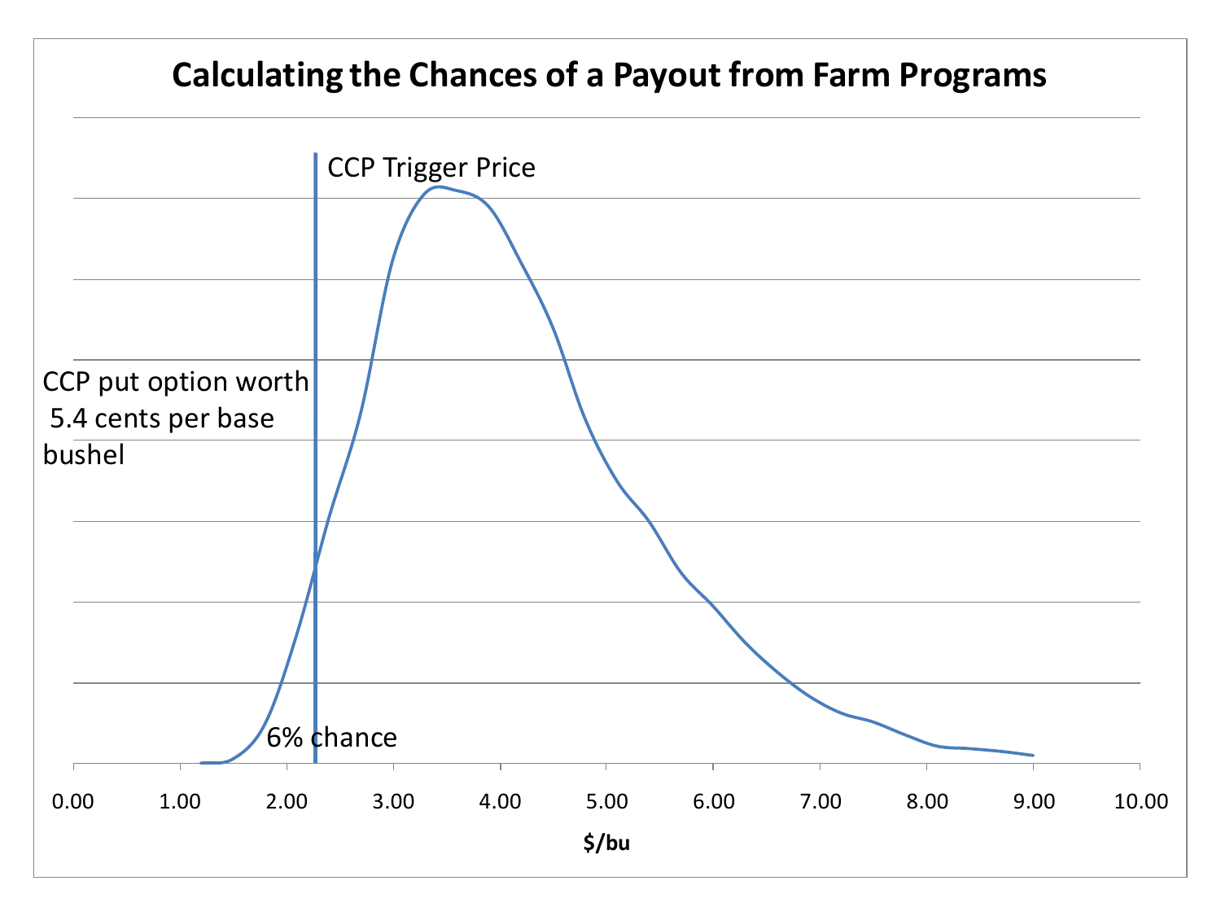# Calculating the Chances of a Payout from Farm Programs

CCP Trigger Price

CCP put option worth 5.4 cents per base bushel

6% chance

0.00 1.00 2.00 3.00 4.00 5.00 6.00 7.00 8.00 9.00 10.00

**$/bu**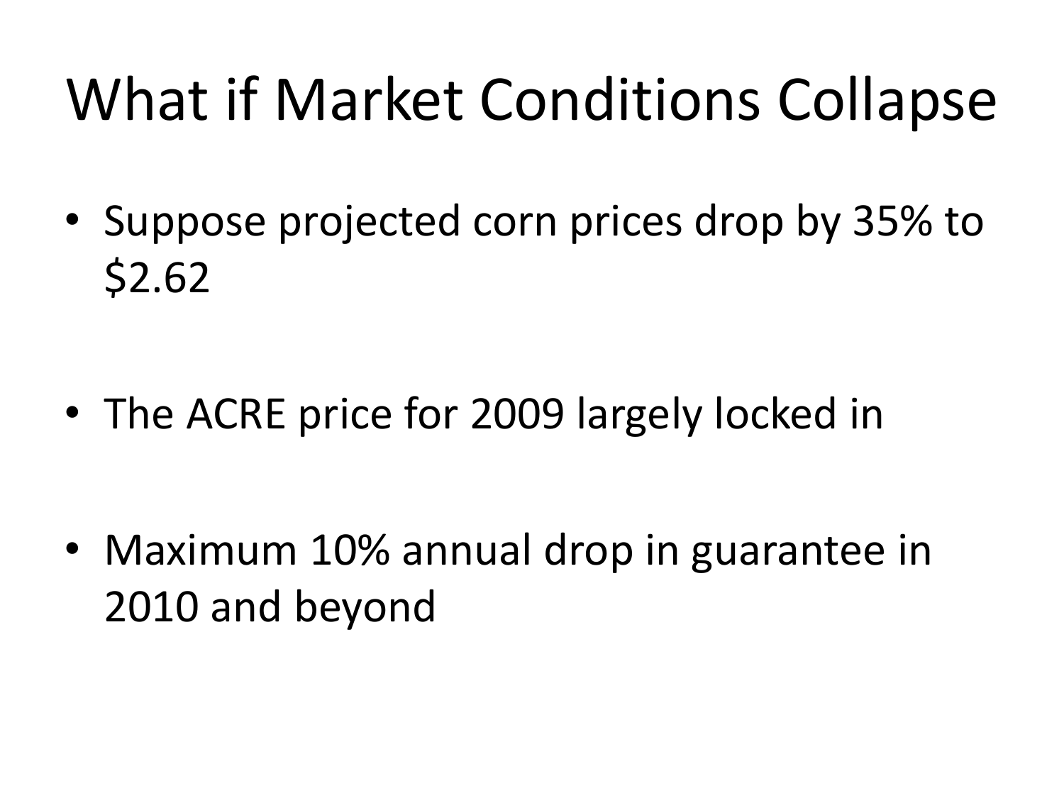# What if Market Conditions Collapse

- Suppose projected corn prices drop by 35% to $2.62
- The ACRE price for 2009 largely locked in
- Maximum 10% annual drop in guarantee in 2010 and beyond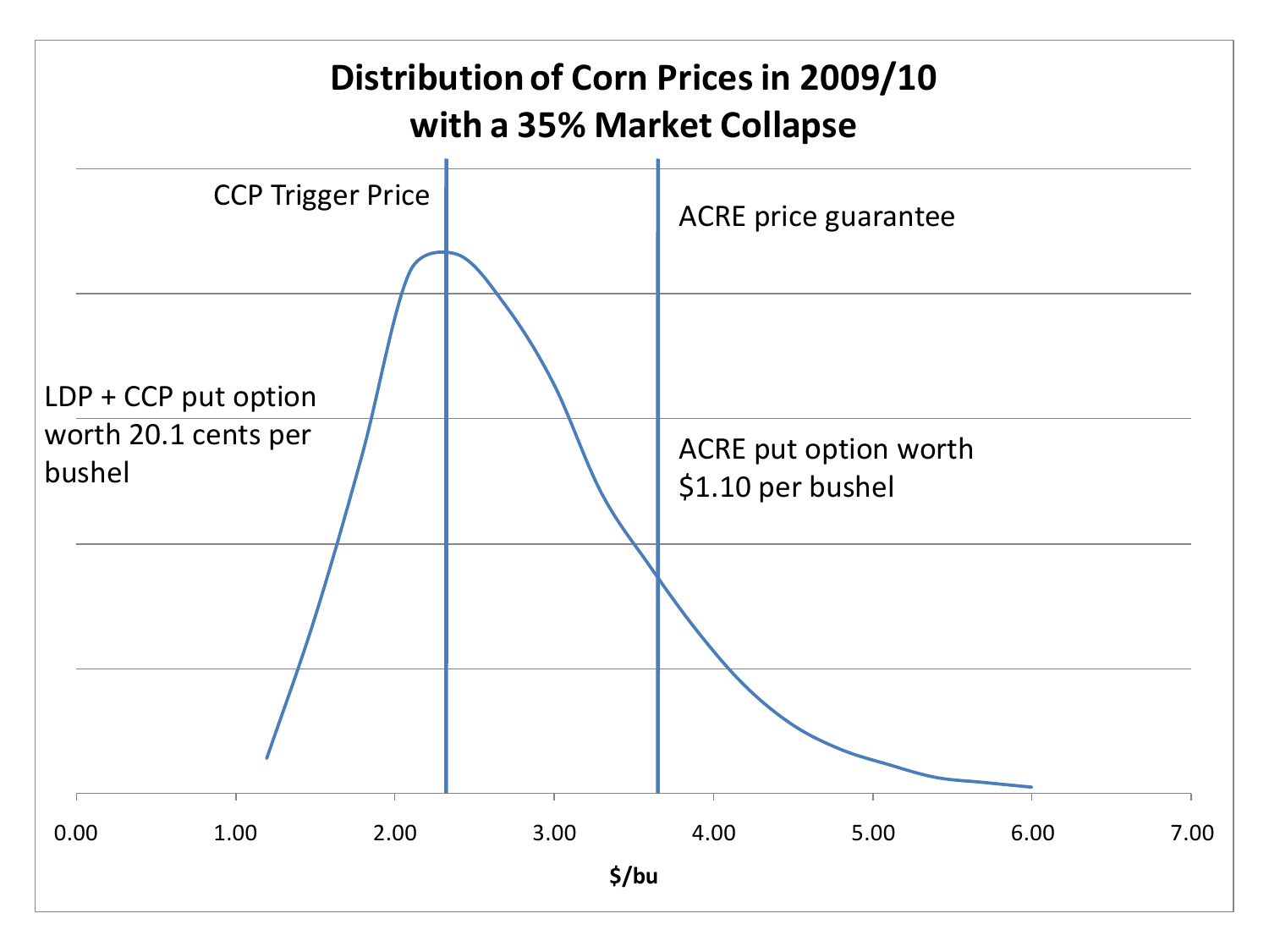## Distribution of Corn Prices in 2009/10 with a 35% Market Collapse

CCP Trigger Price

ACRE price guarantee

LDP + CCP put option worth 20.1 cents per bushel

ACRE put option worth $1.10 per bushel

0.00 1.00 2.00 3.00 4.00 5.00 6.00 7.00

**$/bu**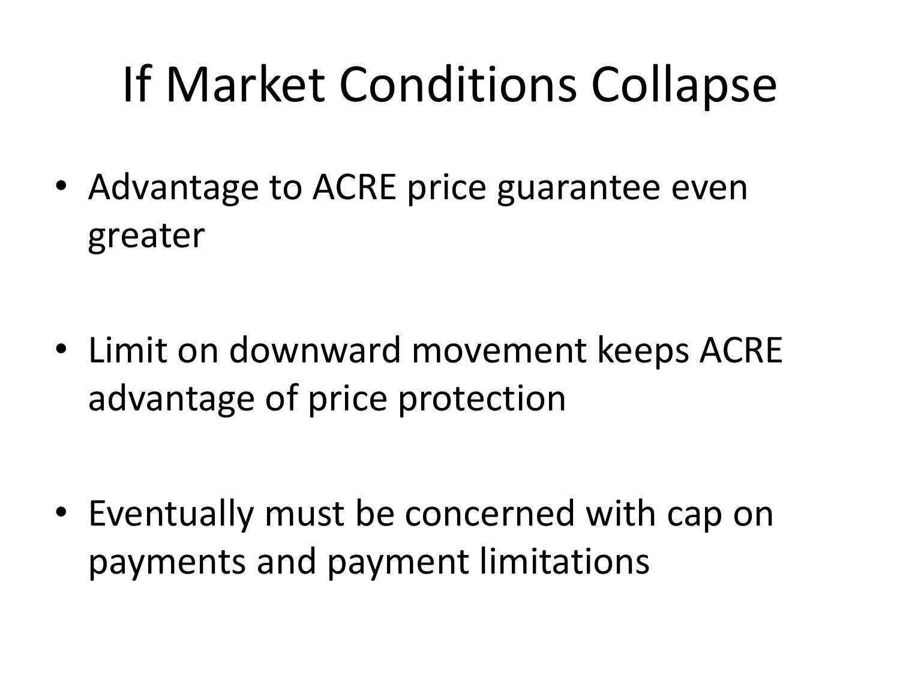# If Market Conditions Collapse

- Advantage to ACRE price guarantee even greater
- Limit on downward movement keeps ACRE advantage of price protection
- Eventually must be concerned with cap on payments and payment limitations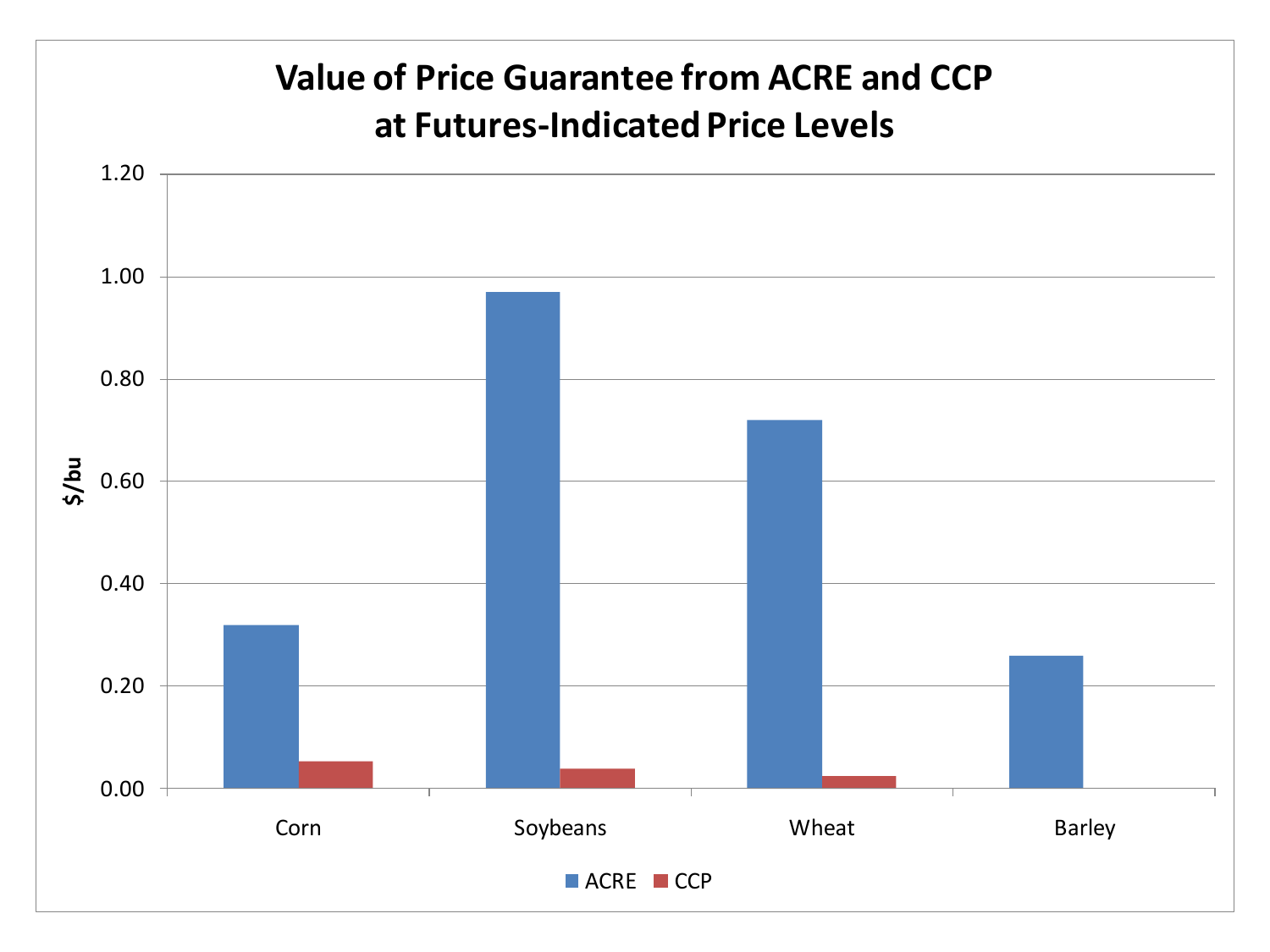# Value of Price Guarantee from ACRE and CCP at Futures-Indicated Price Levels

| | ACRE ($/bu) | CCP ($/bu) |
|---|---|---|
| Corn | 0.32 | 0.05 |
| Soybeans | 0.97 | 0.04 |
| Wheat | 0.72 | 0.02 |
| Barley | 0.26 | 0.00 |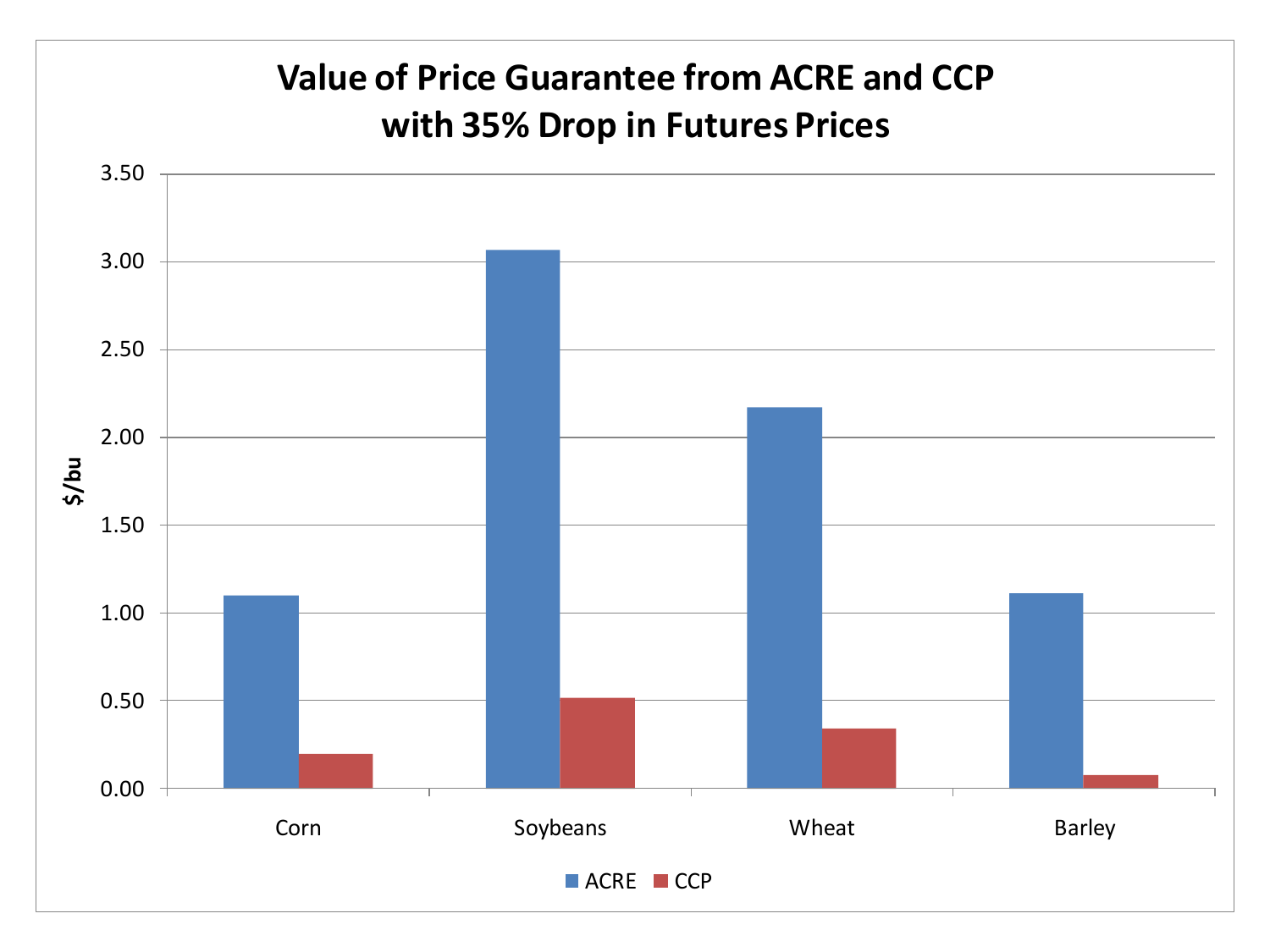# Value of Price Guarantee from ACRE and CCP with 35% Drop in Futures Prices

| | ACRE | CCP |
|---|---|---|
| Corn | 1.10 | 0.20 |
| Soybeans | 3.07 | 0.52 |
| Wheat | 2.17 | 0.34 |
| Barley | 1.11 | 0.08 |

$/bu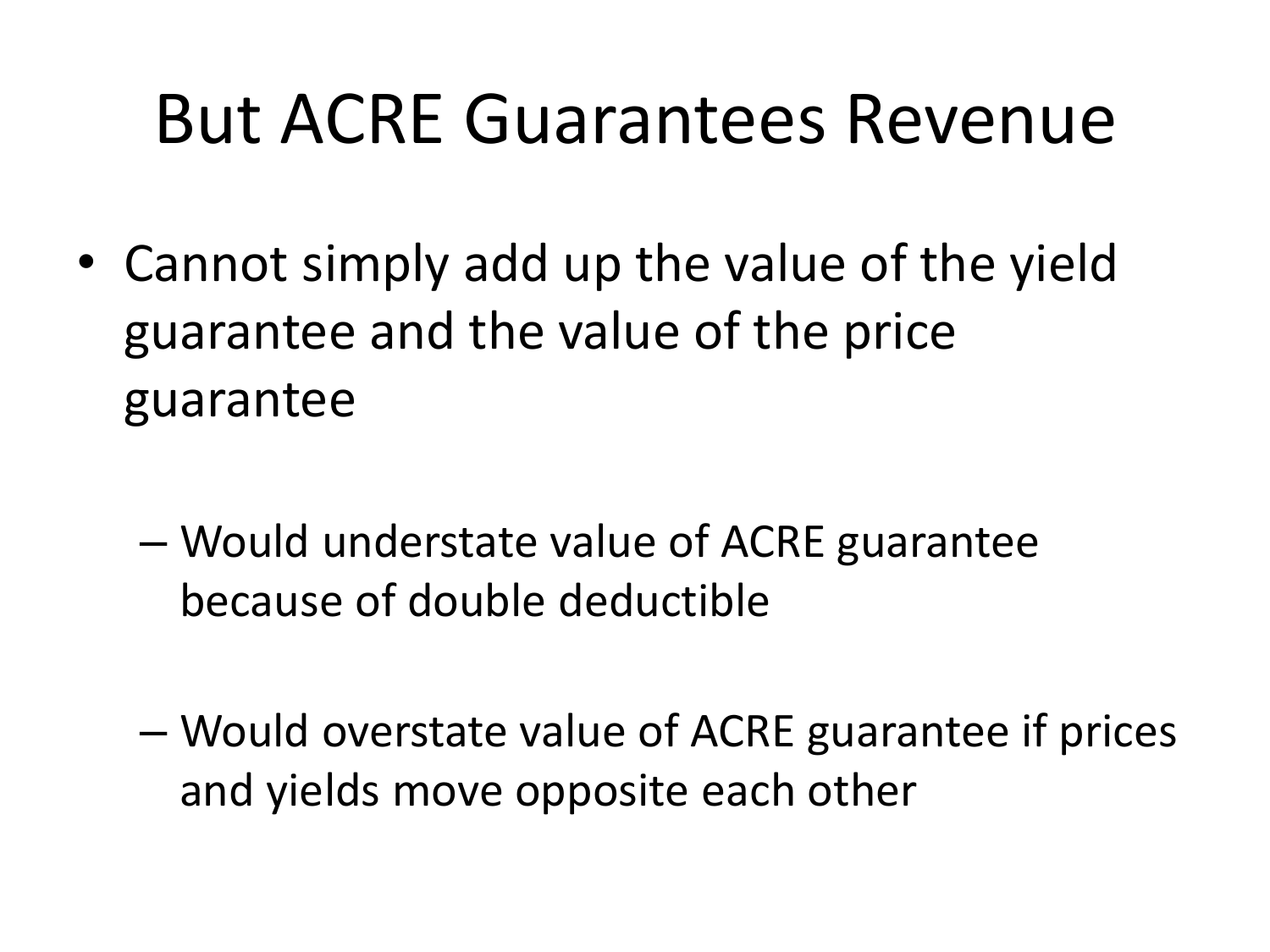# But ACRE Guarantees Revenue

- Cannot simply add up the value of the yield guarantee and the value of the price guarantee
  - Would understate value of ACRE guarantee because of double deductible
  - Would overstate value of ACRE guarantee if prices and yields move opposite each other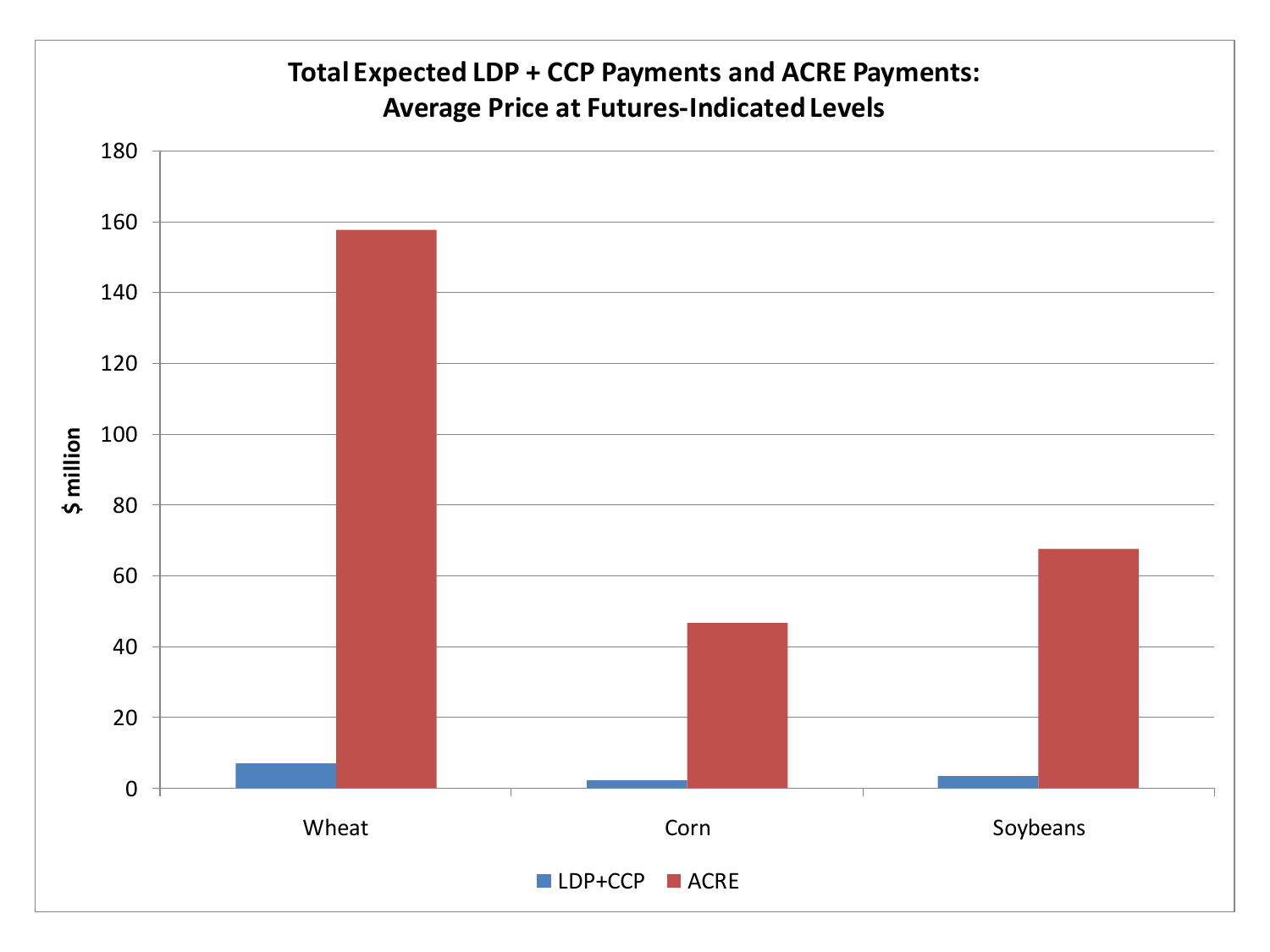**Total Expected LDP + CCP Payments and ACRE Payments: Average Price at Futures-Indicated Levels**

| | LDP+CCP | ACRE |
|---|---|---|
| Wheat | 7 | 158 |
| Corn | 2 | 47 |
| Soybeans | 3 | 68 |

$ million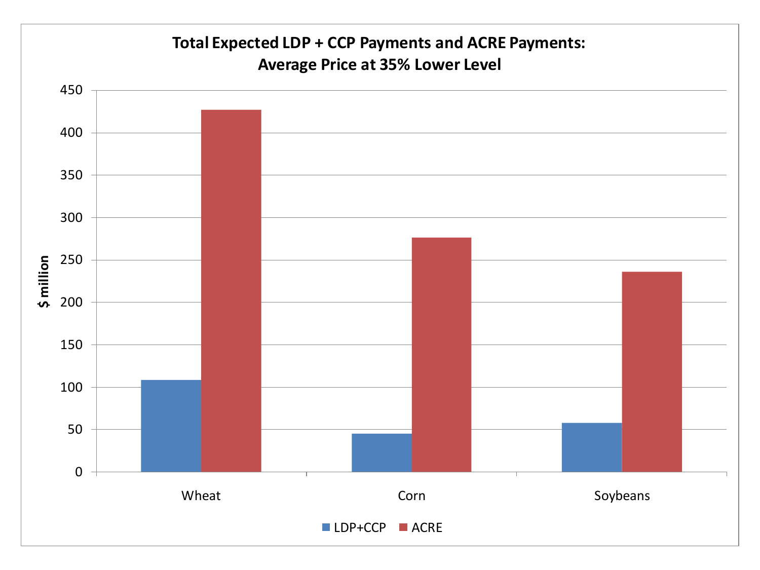**Total Expected LDP + CCP Payments and ACRE Payments:**
**Average Price at 35% Lower Level**

$ million

450
400
350
300
250
200
150
100
50
0

Wheat    Corn    Soybeans

LDP+CCP    ACRE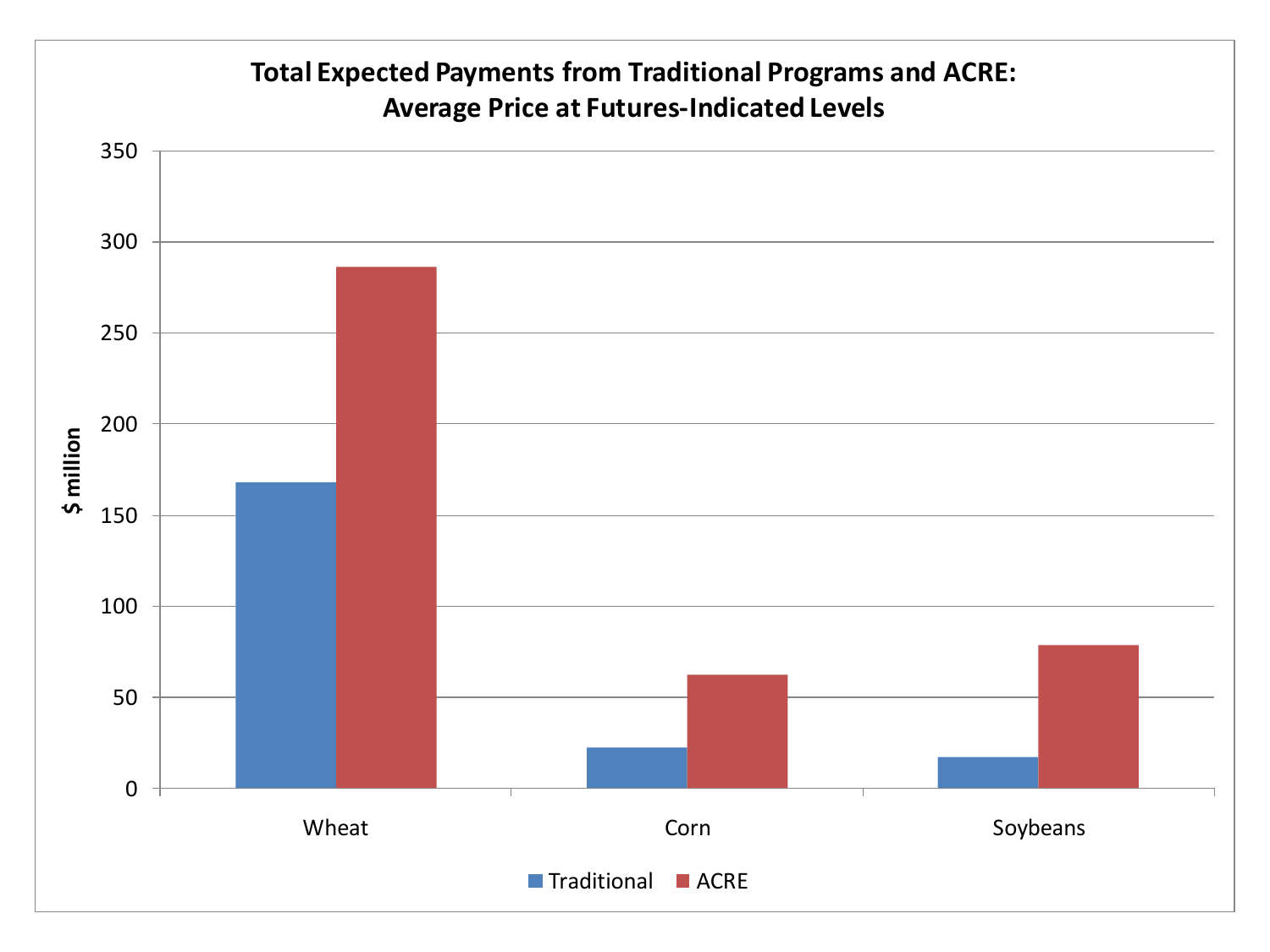**Total Expected Payments from Traditional Programs and ACRE: Average Price at Futures-Indicated Levels**

$ million

350
300
250
200
150
100
50
0

Wheat Corn Soybeans

Traditional ACRE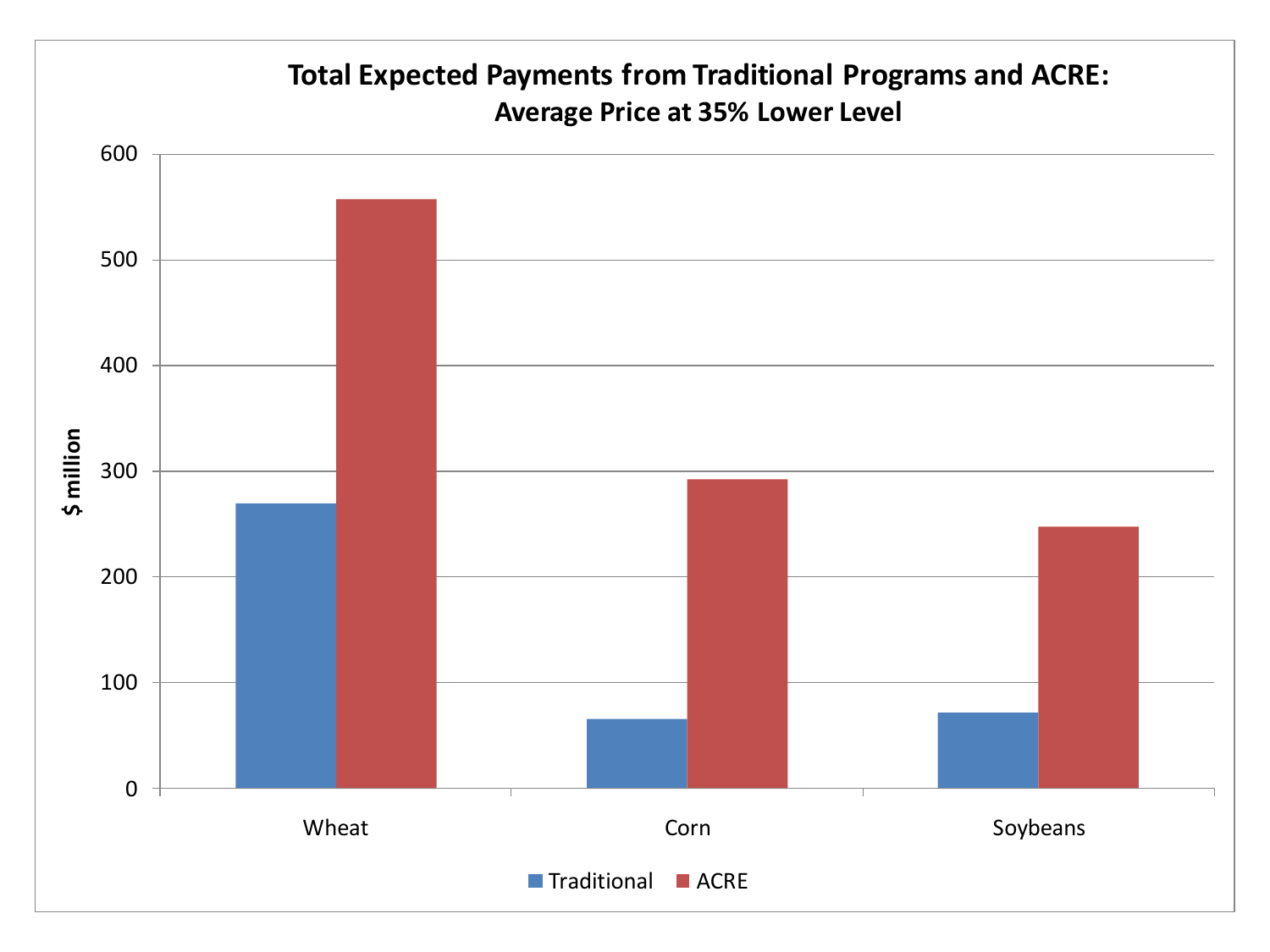**Total Expected Payments from Traditional Programs and ACRE: Average Price at 35% Lower Level**

$ million

600

500

400

300

200

100

0

Wheat

Corn

Soybeans

Traditional ACRE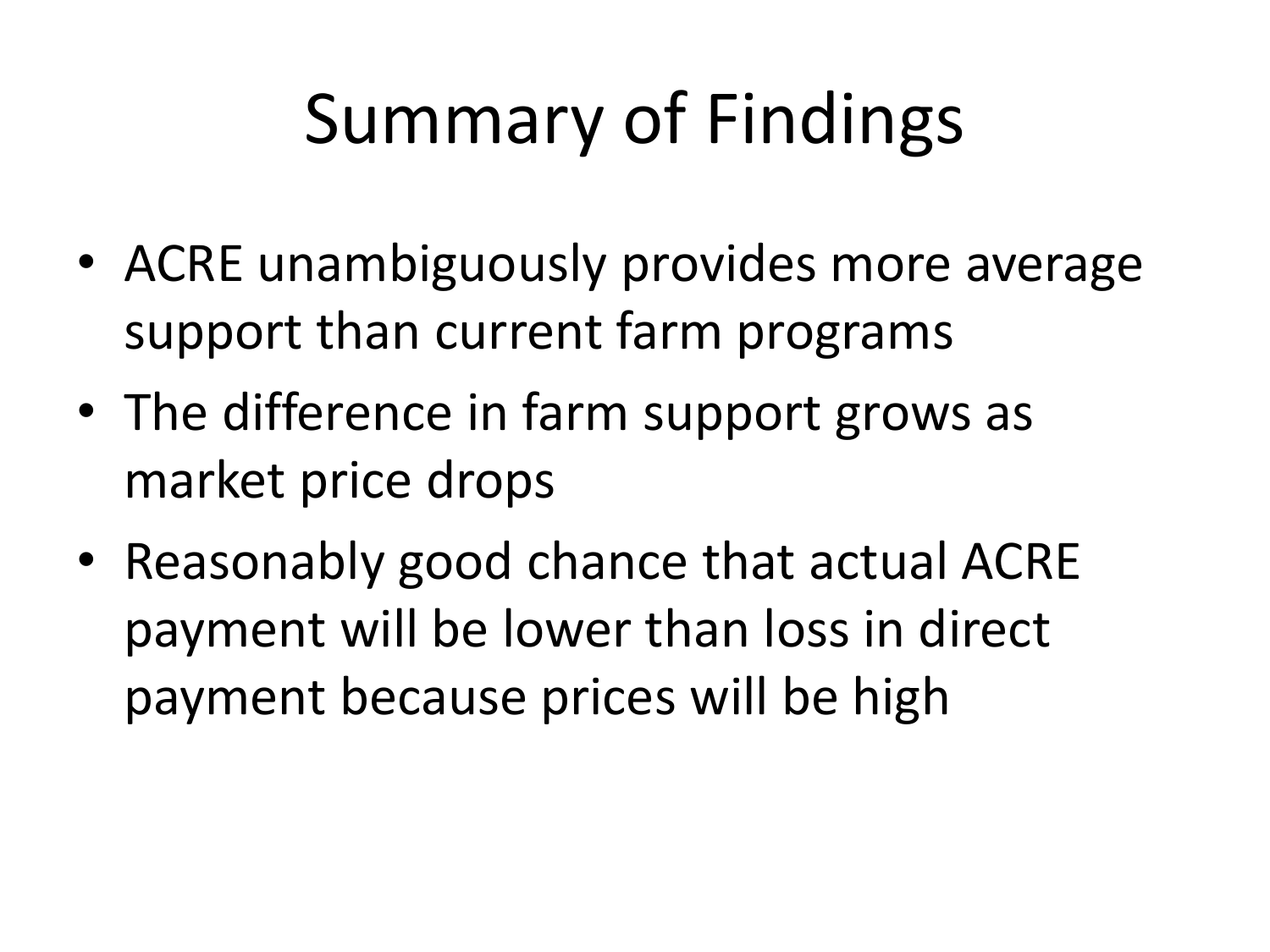# Summary of Findings

- ACRE unambiguously provides more average support than current farm programs
- The difference in farm support grows as market price drops
- Reasonably good chance that actual ACRE payment will be lower than loss in direct payment because prices will be high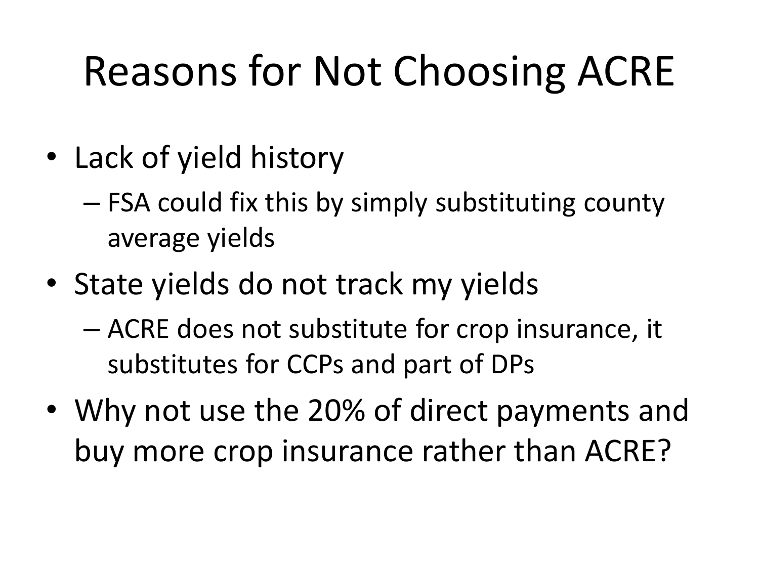# Reasons for Not Choosing ACRE

- Lack of yield history
  - FSA could fix this by simply substituting county average yields
- State yields do not track my yields
  - ACRE does not substitute for crop insurance, it substitutes for CCPs and part of DPs
- Why not use the 20% of direct payments and buy more crop insurance rather than ACRE?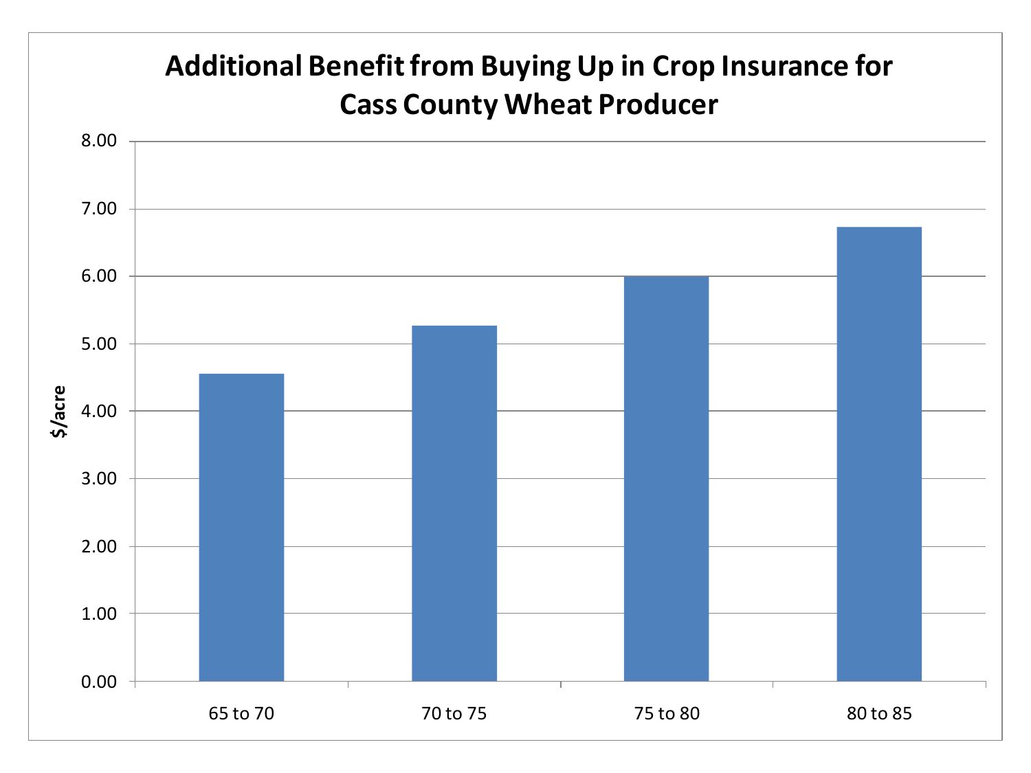# Additional Benefit from Buying Up in Crop Insurance for Cass County Wheat Producer

| Coverage level | $/acre |
| --- | --- |
| 65 to 70 | 4.55 |
| 70 to 75 | 5.27 |
| 75 to 80 | 6.00 |
| 80 to 85 | 6.73 |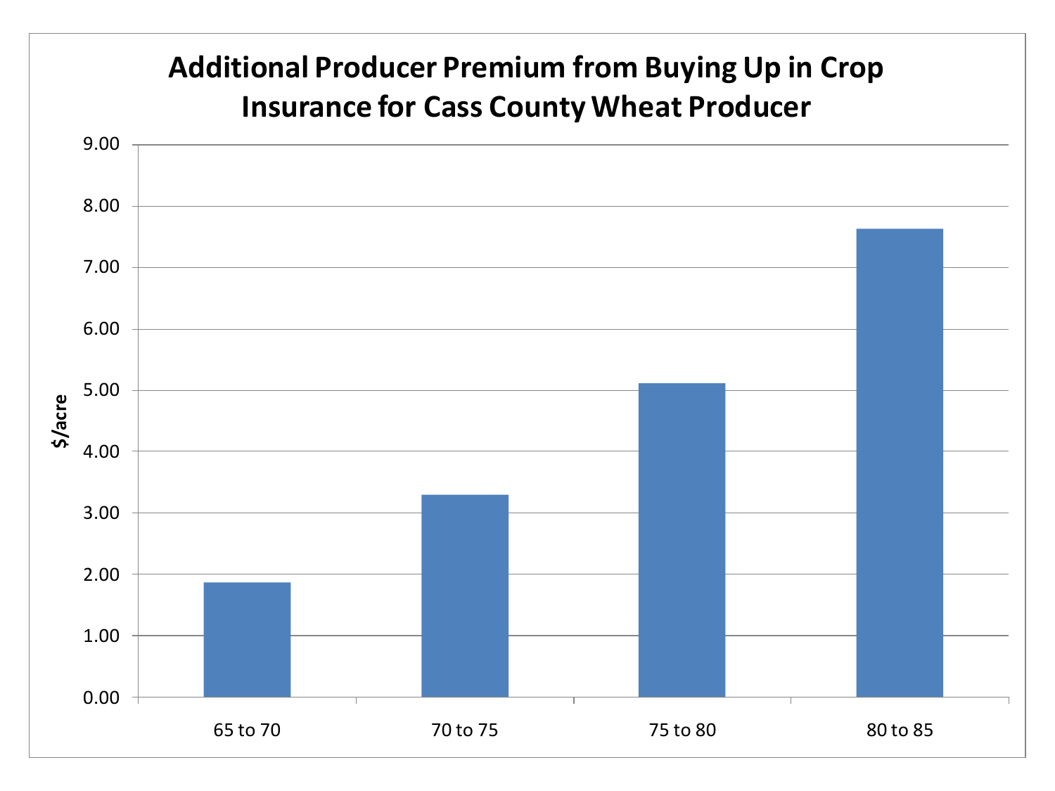## Additional Producer Premium from Buying Up in Crop Insurance for Cass County Wheat Producer

| Coverage Level | $/acre |
|---|---|
| 65 to 70 | 1.87 |
| 70 to 75 | 3.30 |
| 75 to 80 | 5.12 |
| 80 to 85 | 7.64 |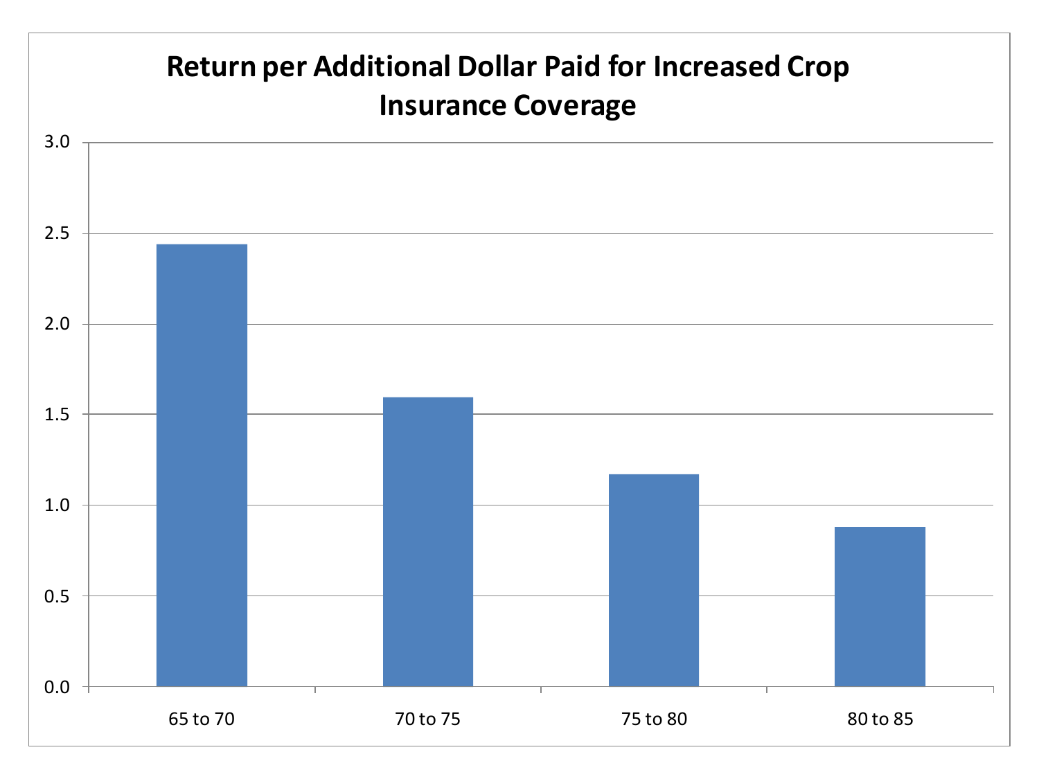## Return per Additional Dollar Paid for Increased Crop Insurance Coverage

| Coverage Change | Return |
|---|---|
| 65 to 70 | ~2.44 |
| 70 to 75 | ~1.60 |
| 75 to 80 | ~1.17 |
| 80 to 85 | ~0.88 |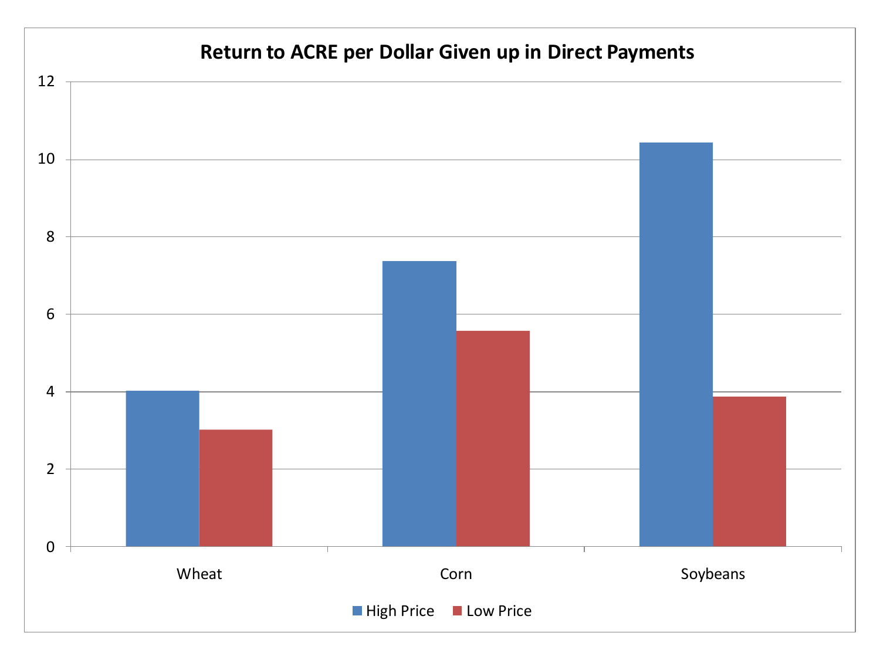## Return to ACRE per Dollar Given up in Direct Payments

| | High Price | Low Price |
|---|---|---|
| Wheat | 4.0 | 3.0 |
| Corn | 7.4 | 5.6 |
| Soybeans | 10.4 | 3.9 |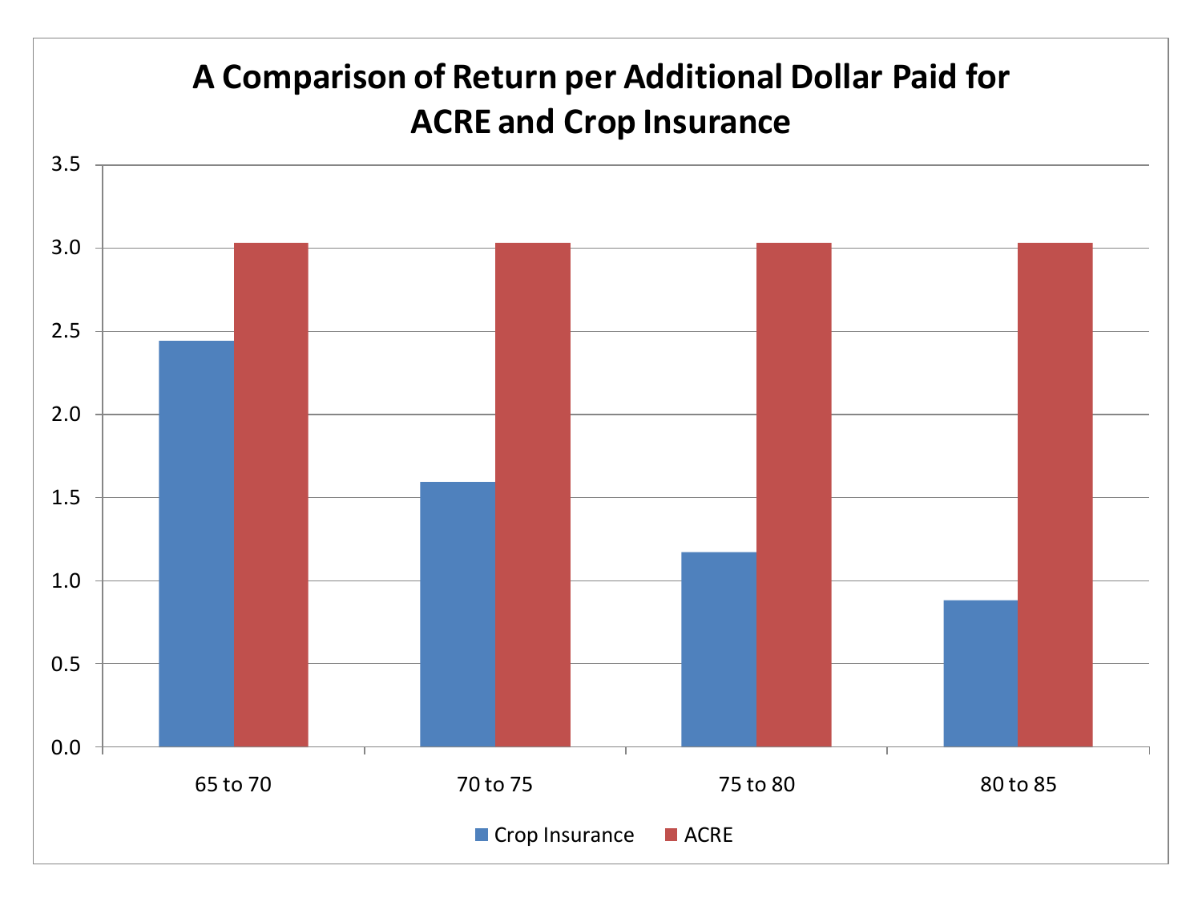# A Comparison of Return per Additional Dollar Paid for ACRE and Crop Insurance

3.5
3.0
2.5
2.0
1.5
1.0
0.5
0.0

65 to 70
70 to 75
75 to 80
80 to 85

Crop Insurance
ACRE